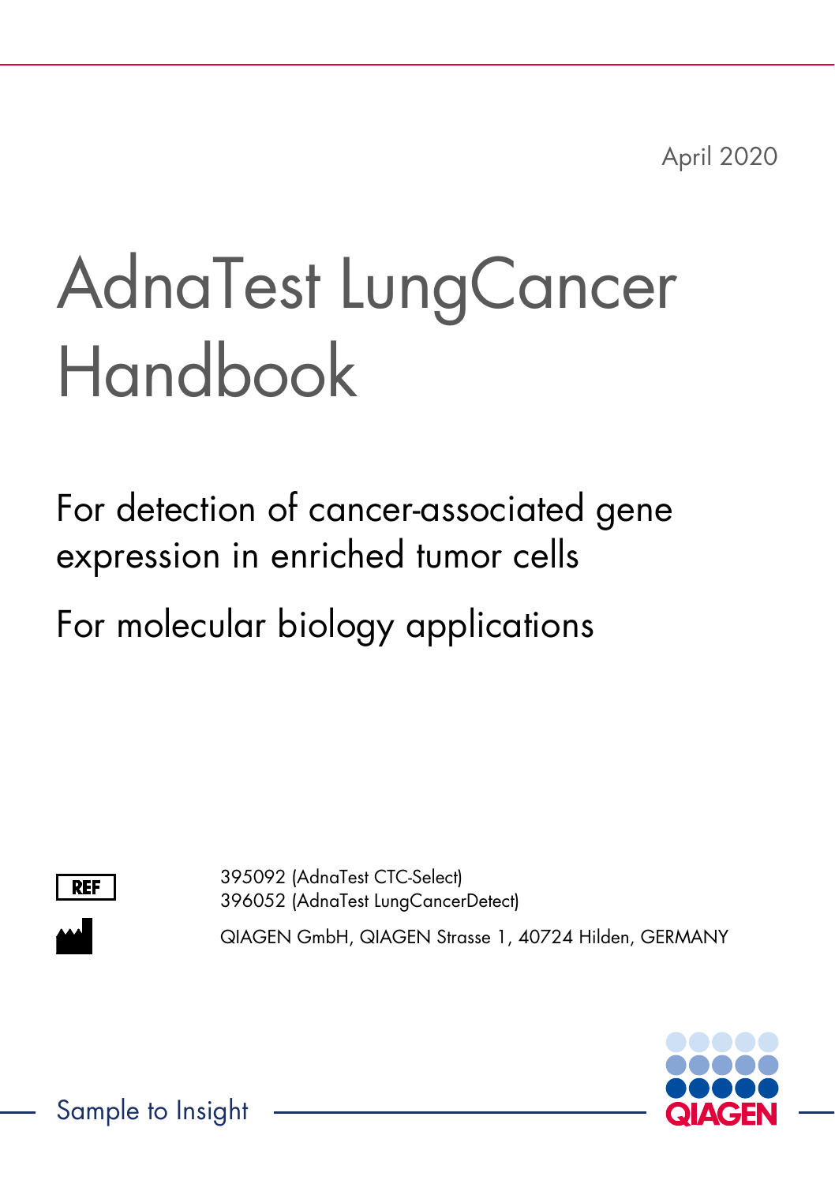April 2020

# AdnaTest LungCancer Handbook

For detection of cancer-associated gene expression in enriched tumor cells

For molecular biology applications

REF

395092 (AdnaTest CTC-Select)
396052 (AdnaTest LungCancerDetect)

QIAGEN GmbH, QIAGEN Strasse 1, 40724 Hilden, GERMANY

Sample to Insight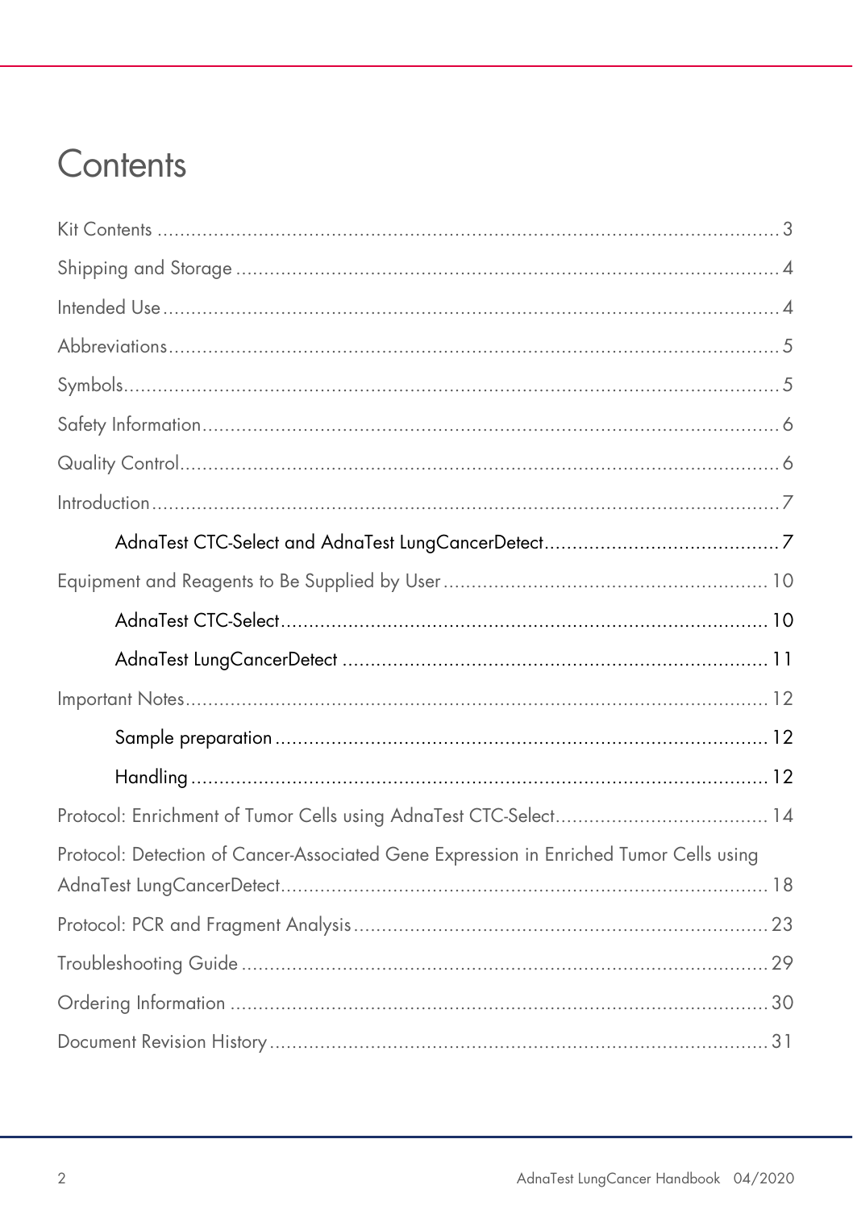# Contents

Kit Contents ..... 3

Shipping and Storage ..... 4

Intended Use ..... 4

Abbreviations ..... 5

Symbols ..... 5

Safety Information ..... 6

Quality Control ..... 6

Introduction ..... 7

- AdnaTest CTC-Select and AdnaTest LungCancerDetect ..... 7

Equipment and Reagents to Be Supplied by User ..... 10

- AdnaTest CTC-Select ..... 10
- AdnaTest LungCancerDetect ..... 11

Important Notes ..... 12

- Sample preparation ..... 12
- Handling ..... 12

Protocol: Enrichment of Tumor Cells using AdnaTest CTC-Select ..... 14

Protocol: Detection of Cancer-Associated Gene Expression in Enriched Tumor Cells using AdnaTest LungCancerDetect ..... 18

Protocol: PCR and Fragment Analysis ..... 23

Troubleshooting Guide ..... 29

Ordering Information ..... 30

Document Revision History ..... 31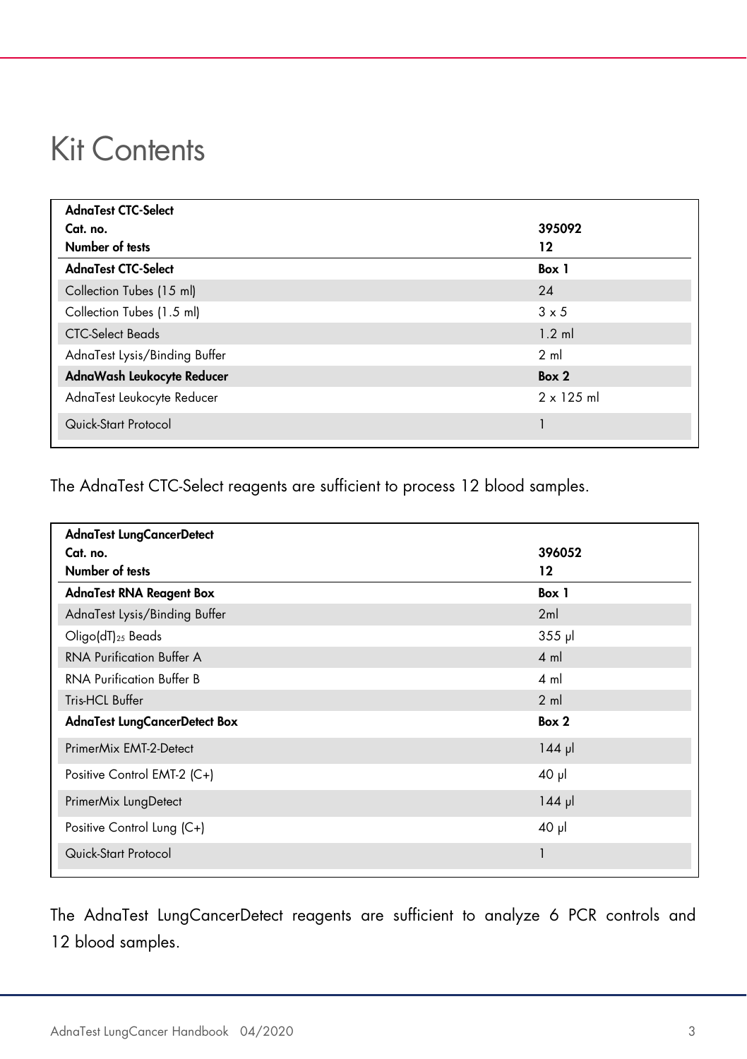# Kit Contents

| **AdnaTest CTC-Select** | |
|---|---|
| **Cat. no.** | **395092** |
| **Number of tests** | **12** |
| **AdnaTest CTC-Select** | **Box 1** |
| Collection Tubes (15 ml) | 24 |
| Collection Tubes (1.5 ml) | 3 x 5 |
| CTC-Select Beads | 1.2 ml |
| AdnaTest Lysis/Binding Buffer | 2 ml |
| **AdnaWash Leukocyte Reducer** | **Box 2** |
| AdnaTest Leukocyte Reducer | 2 x 125 ml |
| Quick-Start Protocol | 1 |

The AdnaTest CTC-Select reagents are sufficient to process 12 blood samples.

| **AdnaTest LungCancerDetect** | |
|---|---|
| **Cat. no.** | **396052** |
| **Number of tests** | **12** |
| **AdnaTest RNA Reagent Box** | **Box 1** |
| AdnaTest Lysis/Binding Buffer | 2ml |
| Oligo(dT)$_{25}$ Beads | 355 µl |
| RNA Purification Buffer A | 4 ml |
| RNA Purification Buffer B | 4 ml |
| Tris-HCL Buffer | 2 ml |
| **AdnaTest LungCancerDetect Box** | **Box 2** |
| PrimerMix EMT-2-Detect | 144 µl |
| Positive Control EMT-2 (C+) | 40 µl |
| PrimerMix LungDetect | 144 µl |
| Positive Control Lung (C+) | 40 µl |
| Quick-Start Protocol | 1 |

The AdnaTest LungCancerDetect reagents are sufficient to analyze 6 PCR controls and 12 blood samples.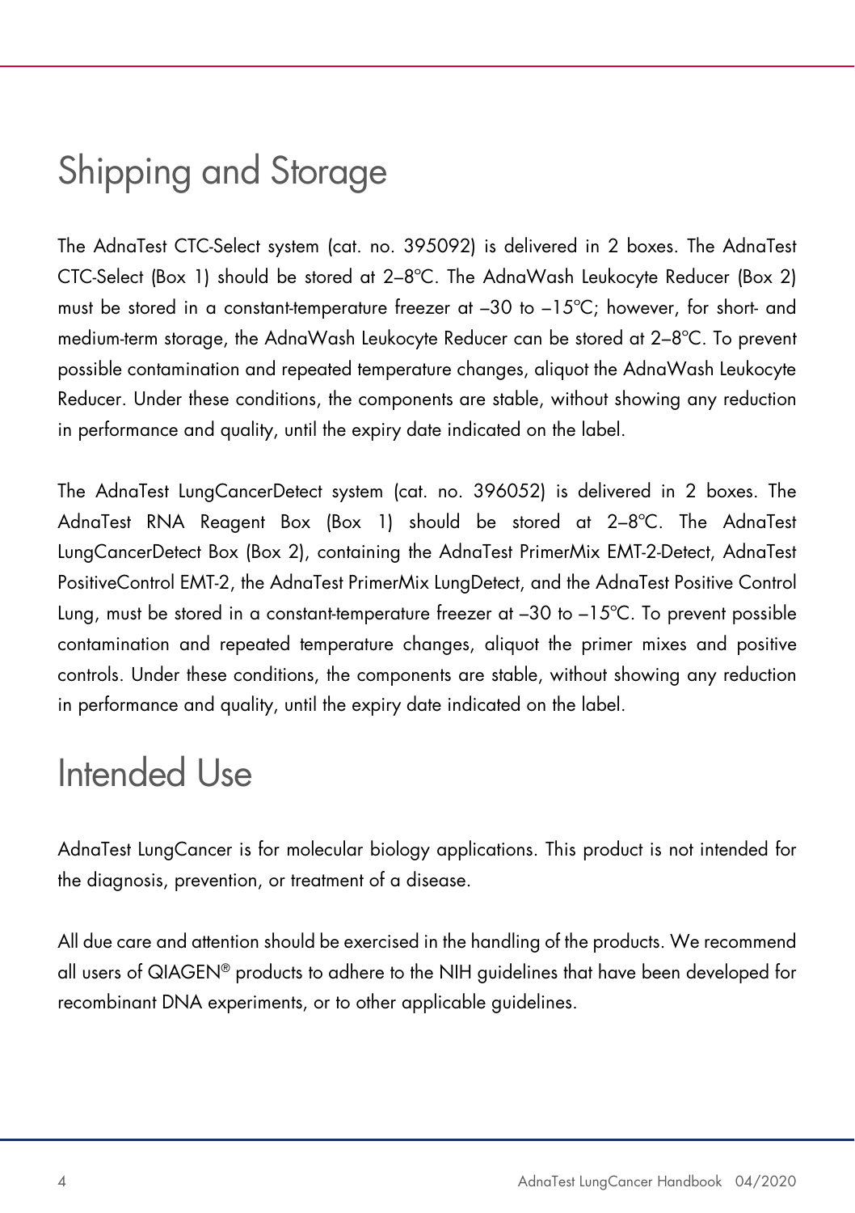# Shipping and Storage

The AdnaTest CTC-Select system (cat. no. 395092) is delivered in 2 boxes. The AdnaTest CTC-Select (Box 1) should be stored at 2–8°C. The AdnaWash Leukocyte Reducer (Box 2) must be stored in a constant-temperature freezer at –30 to –15°C; however, for short- and medium-term storage, the AdnaWash Leukocyte Reducer can be stored at 2–8°C. To prevent possible contamination and repeated temperature changes, aliquot the AdnaWash Leukocyte Reducer. Under these conditions, the components are stable, without showing any reduction in performance and quality, until the expiry date indicated on the label.

The AdnaTest LungCancerDetect system (cat. no. 396052) is delivered in 2 boxes. The AdnaTest RNA Reagent Box (Box 1) should be stored at 2–8°C. The AdnaTest LungCancerDetect Box (Box 2), containing the AdnaTest PrimerMix EMT-2-Detect, AdnaTest PositiveControl EMT-2, the AdnaTest PrimerMix LungDetect, and the AdnaTest Positive Control Lung, must be stored in a constant-temperature freezer at –30 to –15°C. To prevent possible contamination and repeated temperature changes, aliquot the primer mixes and positive controls. Under these conditions, the components are stable, without showing any reduction in performance and quality, until the expiry date indicated on the label.

# Intended Use

AdnaTest LungCancer is for molecular biology applications. This product is not intended for the diagnosis, prevention, or treatment of a disease.

All due care and attention should be exercised in the handling of the products. We recommend all users of QIAGEN® products to adhere to the NIH guidelines that have been developed for recombinant DNA experiments, or to other applicable guidelines.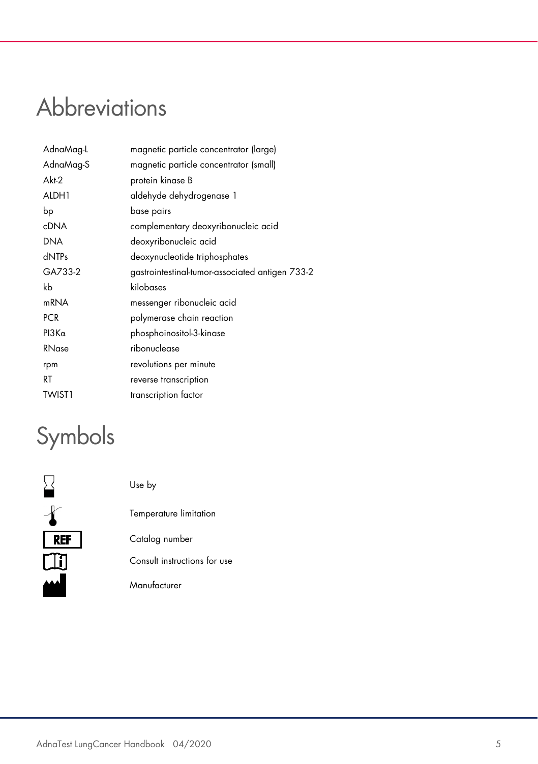# Abbreviations

| | |
|---|---|
| AdnaMag-L | magnetic particle concentrator (large) |
| AdnaMag-S | magnetic particle concentrator (small) |
| Akt-2 | protein kinase B |
| ALDH1 | aldehyde dehydrogenase 1 |
| bp | base pairs |
| cDNA | complementary deoxyribonucleic acid |
| DNA | deoxyribonucleic acid |
| dNTPs | deoxynucleotide triphosphates |
| GA733-2 | gastrointestinal-tumor-associated antigen 733-2 |
| kb | kilobases |
| mRNA | messenger ribonucleic acid |
| PCR | polymerase chain reaction |
| PI3Kα | phosphoinositol-3-kinase |
| RNase | ribonuclease |
| rpm | revolutions per minute |
| RT | reverse transcription |
| TWIST1 | transcription factor |

# Symbols

| | |
|---|---|
| (Use by symbol) | Use by |
| (Temperature limitation symbol) | Temperature limitation |
| REF | Catalog number |
| (Consult instructions symbol) | Consult instructions for use |
| (Manufacturer symbol) | Manufacturer |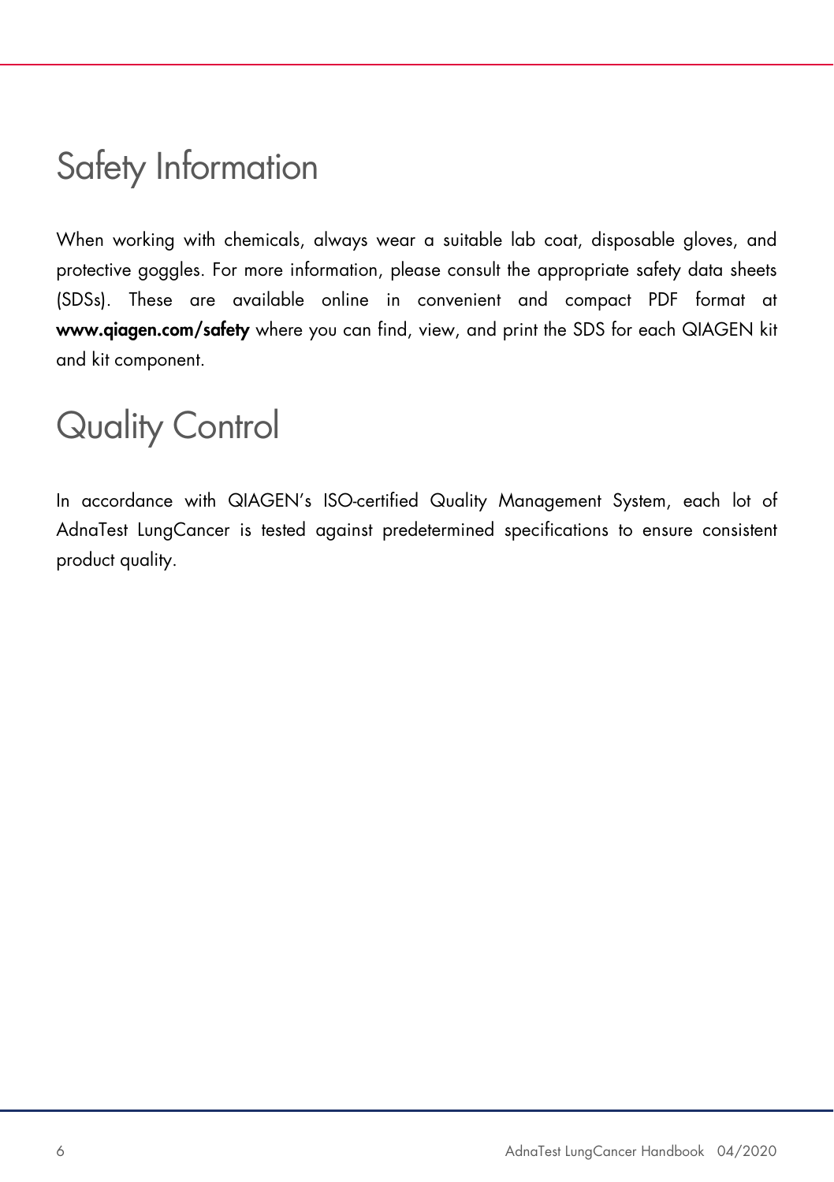# Safety Information

When working with chemicals, always wear a suitable lab coat, disposable gloves, and protective goggles. For more information, please consult the appropriate safety data sheets (SDSs). These are available online in convenient and compact PDF format at **www.qiagen.com/safety** where you can find, view, and print the SDS for each QIAGEN kit and kit component.

# Quality Control

In accordance with QIAGEN's ISO-certified Quality Management System, each lot of AdnaTest LungCancer is tested against predetermined specifications to ensure consistent product quality.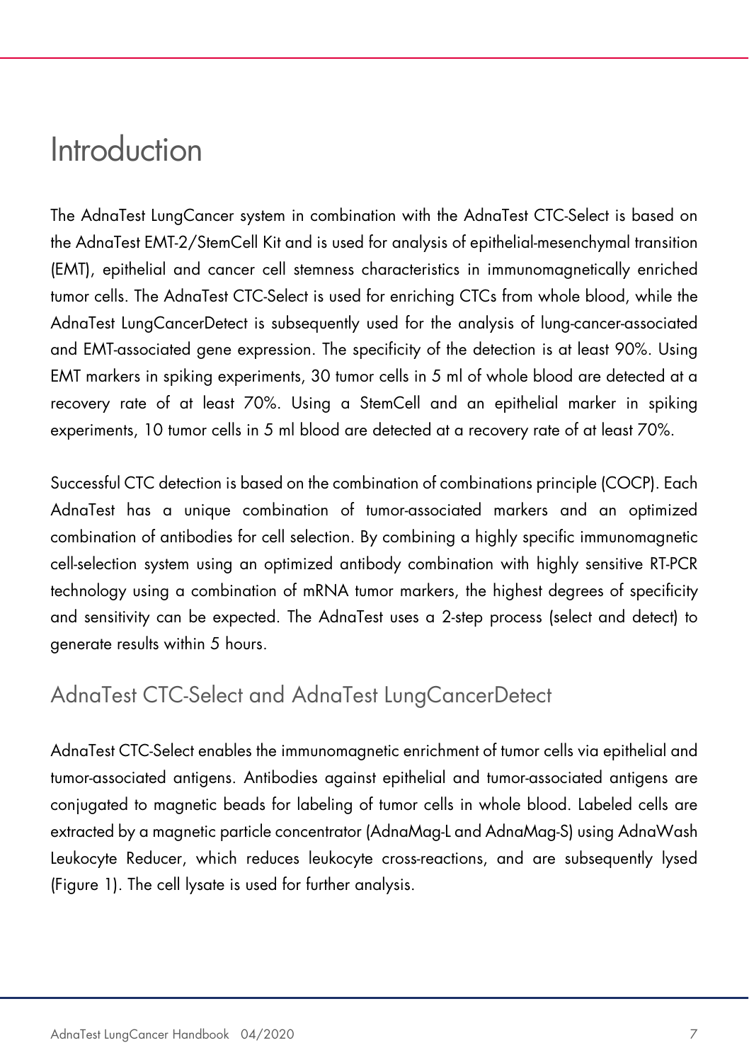# Introduction

The AdnaTest LungCancer system in combination with the AdnaTest CTC-Select is based on the AdnaTest EMT-2/StemCell Kit and is used for analysis of epithelial-mesenchymal transition (EMT), epithelial and cancer cell stemness characteristics in immunomagnetically enriched tumor cells. The AdnaTest CTC-Select is used for enriching CTCs from whole blood, while the AdnaTest LungCancerDetect is subsequently used for the analysis of lung-cancer-associated and EMT-associated gene expression. The specificity of the detection is at least 90%. Using EMT markers in spiking experiments, 30 tumor cells in 5 ml of whole blood are detected at a recovery rate of at least 70%. Using a StemCell and an epithelial marker in spiking experiments, 10 tumor cells in 5 ml blood are detected at a recovery rate of at least 70%.

Successful CTC detection is based on the combination of combinations principle (COCP). Each AdnaTest has a unique combination of tumor-associated markers and an optimized combination of antibodies for cell selection. By combining a highly specific immunomagnetic cell-selection system using an optimized antibody combination with highly sensitive RT-PCR technology using a combination of mRNA tumor markers, the highest degrees of specificity and sensitivity can be expected. The AdnaTest uses a 2-step process (select and detect) to generate results within 5 hours.

## AdnaTest CTC-Select and AdnaTest LungCancerDetect

AdnaTest CTC-Select enables the immunomagnetic enrichment of tumor cells via epithelial and tumor-associated antigens. Antibodies against epithelial and tumor-associated antigens are conjugated to magnetic beads for labeling of tumor cells in whole blood. Labeled cells are extracted by a magnetic particle concentrator (AdnaMag-L and AdnaMag-S) using AdnaWash Leukocyte Reducer, which reduces leukocyte cross-reactions, and are subsequently lysed (Figure 1). The cell lysate is used for further analysis.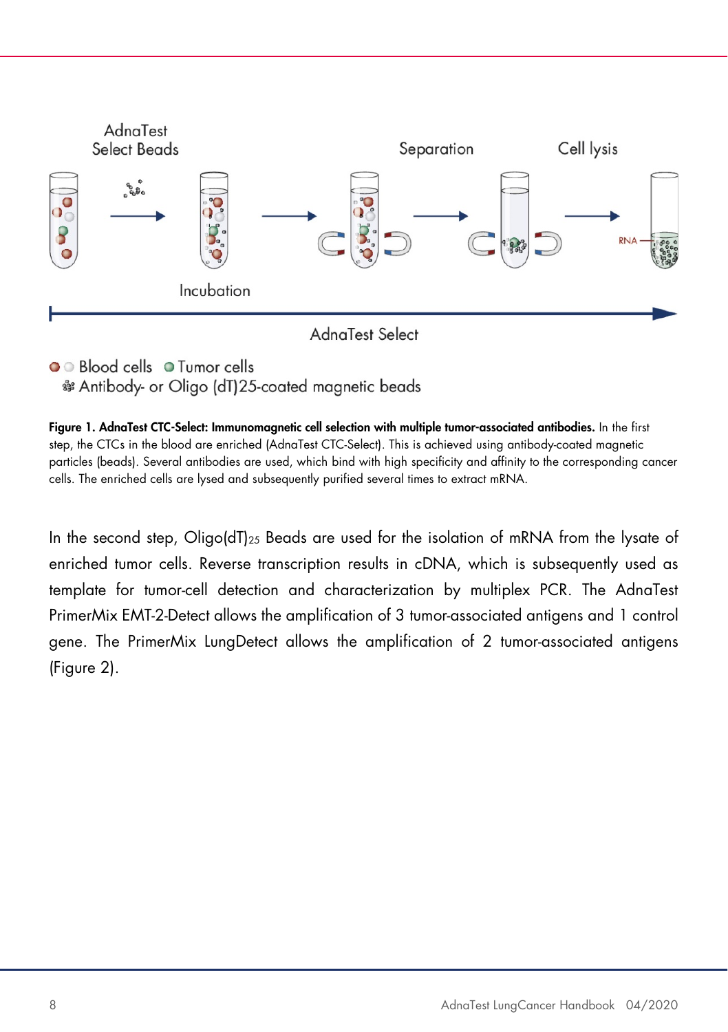AdnaTest Select Beads

Incubation

Separation

Cell lysis

RNA

AdnaTest Select

Blood cells   Tumor cells

Antibody- or Oligo (dT)25-coated magnetic beads

**Figure 1. AdnaTest CTC-Select: Immunomagnetic cell selection with multiple tumor-associated antibodies.** In the first step, the CTCs in the blood are enriched (AdnaTest CTC-Select). This is achieved using antibody-coated magnetic particles (beads). Several antibodies are used, which bind with high specificity and affinity to the corresponding cancer cells. The enriched cells are lysed and subsequently purified several times to extract mRNA.

In the second step, Oligo(dT)$_{25}$ Beads are used for the isolation of mRNA from the lysate of enriched tumor cells. Reverse transcription results in cDNA, which is subsequently used as template for tumor-cell detection and characterization by multiplex PCR. The AdnaTest PrimerMix EMT-2-Detect allows the amplification of 3 tumor-associated antigens and 1 control gene. The PrimerMix LungDetect allows the amplification of 2 tumor-associated antigens (Figure 2).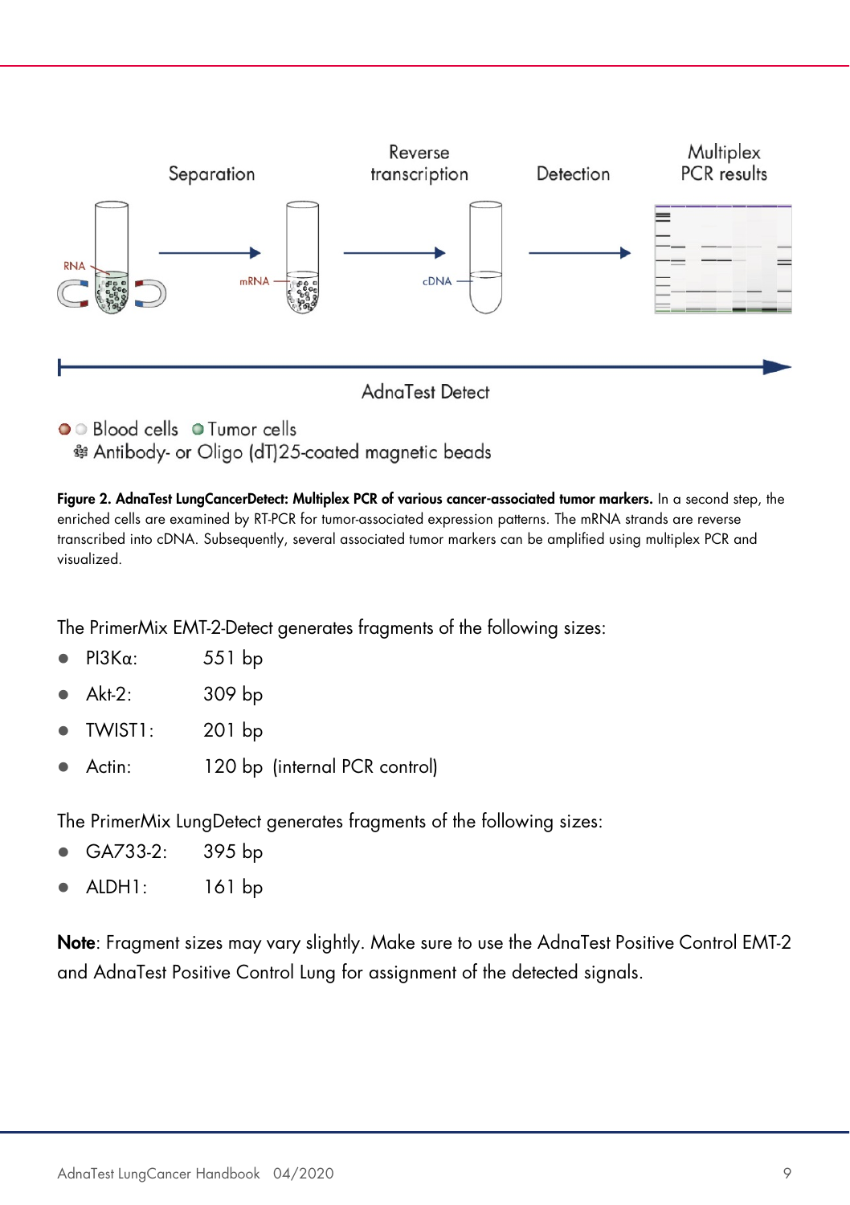**Figure 2. AdnaTest LungCancerDetect: Multiplex PCR of various cancer-associated tumor markers.** In a second step, the enriched cells are examined by RT-PCR for tumor-associated expression patterns. The mRNA strands are reverse transcribed into cDNA. Subsequently, several associated tumor markers can be amplified using multiplex PCR and visualized.

The PrimerMix EMT-2-Detect generates fragments of the following sizes:

- PI3Kα: 551 bp
- Akt-2: 309 bp
- TWIST1: 201 bp
- Actin: 120 bp (internal PCR control)

The PrimerMix LungDetect generates fragments of the following sizes:

- GA733-2: 395 bp
- ALDH1: 161 bp

**Note**: Fragment sizes may vary slightly. Make sure to use the AdnaTest Positive Control EMT-2 and AdnaTest Positive Control Lung for assignment of the detected signals.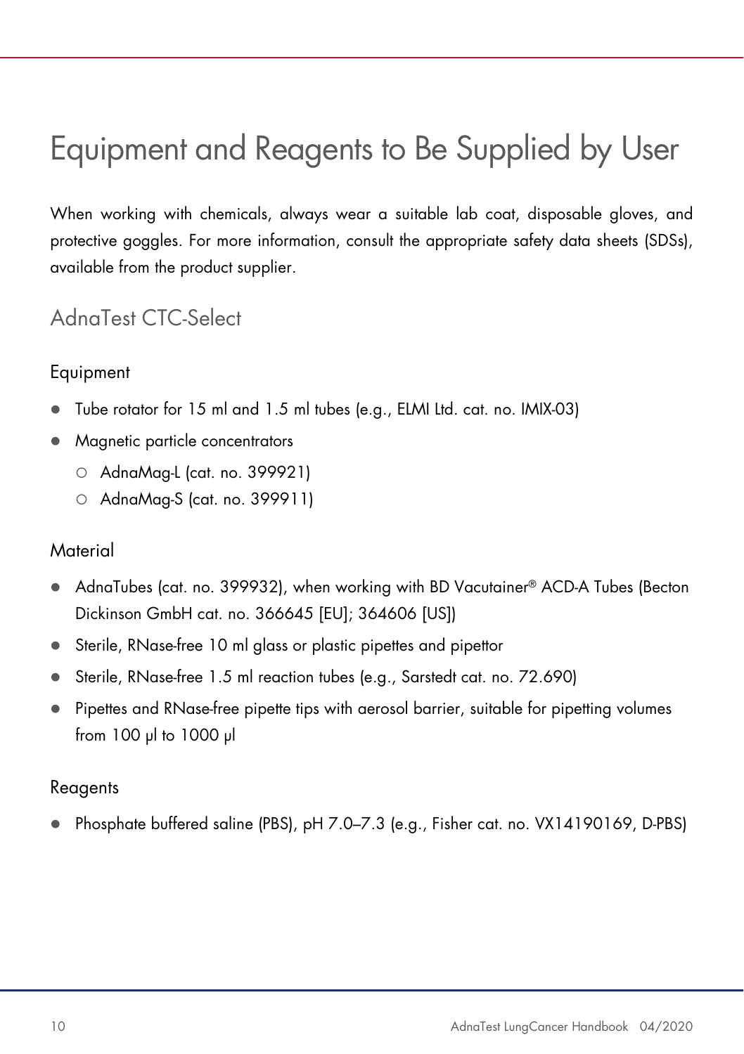# Equipment and Reagents to Be Supplied by User

When working with chemicals, always wear a suitable lab coat, disposable gloves, and protective goggles. For more information, consult the appropriate safety data sheets (SDSs), available from the product supplier.

## AdnaTest CTC-Select

### Equipment

- Tube rotator for 15 ml and 1.5 ml tubes (e.g., ELMI Ltd. cat. no. IMIX-03)
- Magnetic particle concentrators
  - AdnaMag-L (cat. no. 399921)
  - AdnaMag-S (cat. no. 399911)

### Material

- AdnaTubes (cat. no. 399932), when working with BD Vacutainer® ACD-A Tubes (Becton Dickinson GmbH cat. no. 366645 [EU]; 364606 [US])
- Sterile, RNase-free 10 ml glass or plastic pipettes and pipettor
- Sterile, RNase-free 1.5 ml reaction tubes (e.g., Sarstedt cat. no. 72.690)
- Pipettes and RNase-free pipette tips with aerosol barrier, suitable for pipetting volumes from 100 µl to 1000 µl

### Reagents

- Phosphate buffered saline (PBS), pH 7.0–7.3 (e.g., Fisher cat. no. VX14190169, D-PBS)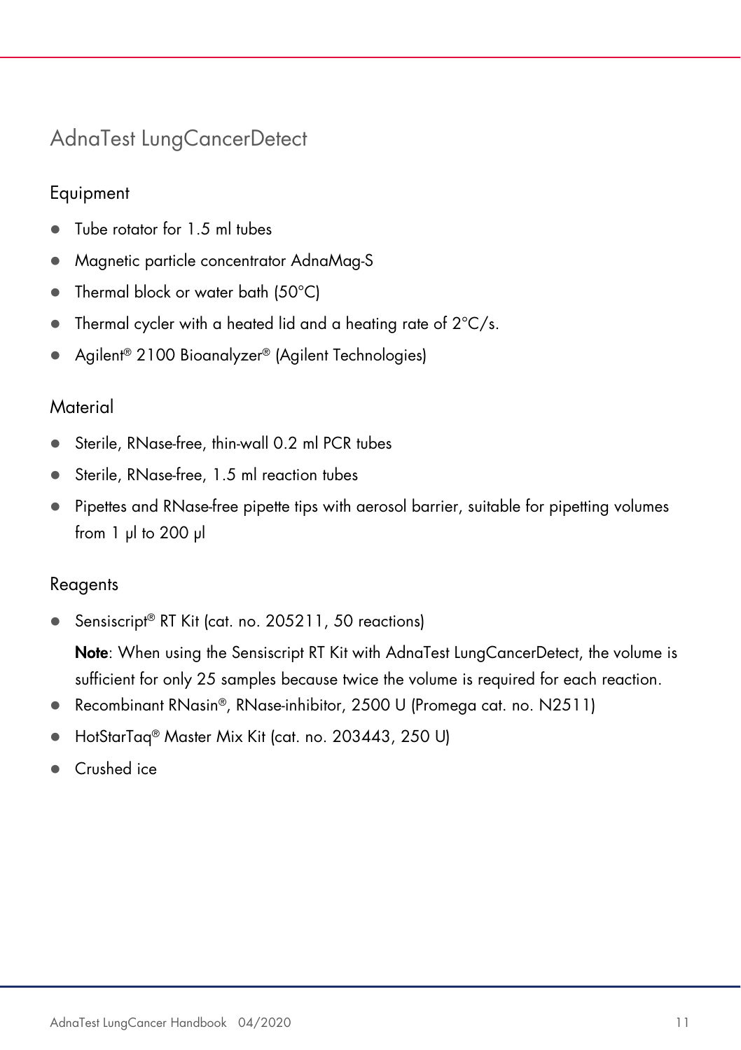## AdnaTest LungCancerDetect

### Equipment

- Tube rotator for 1.5 ml tubes
- Magnetic particle concentrator AdnaMag-S
- Thermal block or water bath (50°C)
- Thermal cycler with a heated lid and a heating rate of 2°C/s.
- Agilent® 2100 Bioanalyzer® (Agilent Technologies)

### Material

- Sterile, RNase-free, thin-wall 0.2 ml PCR tubes
- Sterile, RNase-free, 1.5 ml reaction tubes
- Pipettes and RNase-free pipette tips with aerosol barrier, suitable for pipetting volumes from 1 µl to 200 µl

### Reagents

- Sensiscript® RT Kit (cat. no. 205211, 50 reactions)

  **Note**: When using the Sensiscript RT Kit with AdnaTest LungCancerDetect, the volume is sufficient for only 25 samples because twice the volume is required for each reaction.
- Recombinant RNasin®, RNase-inhibitor, 2500 U (Promega cat. no. N2511)
- HotStarTaq® Master Mix Kit (cat. no. 203443, 250 U)
- Crushed ice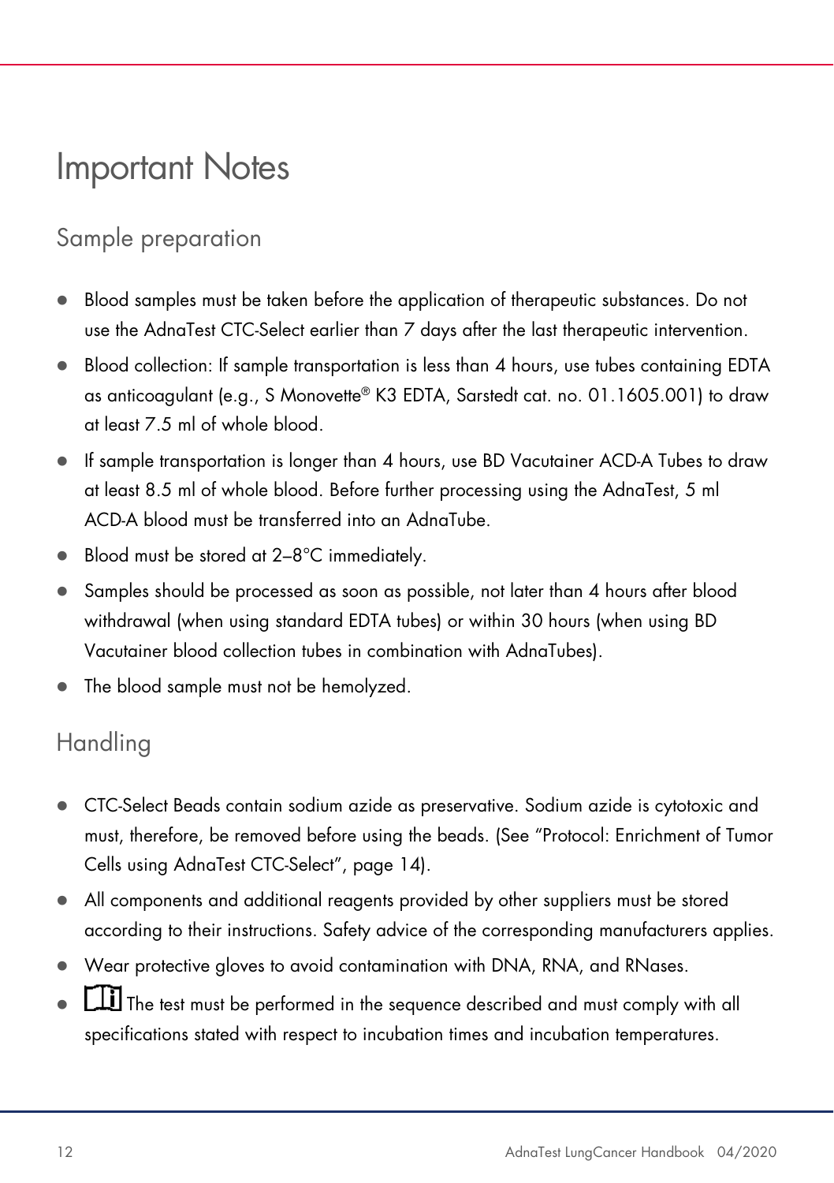# Important Notes

## Sample preparation

- Blood samples must be taken before the application of therapeutic substances. Do not use the AdnaTest CTC-Select earlier than 7 days after the last therapeutic intervention.
- Blood collection: If sample transportation is less than 4 hours, use tubes containing EDTA as anticoagulant (e.g., S Monovette® K3 EDTA, Sarstedt cat. no. 01.1605.001) to draw at least 7.5 ml of whole blood.
- If sample transportation is longer than 4 hours, use BD Vacutainer ACD-A Tubes to draw at least 8.5 ml of whole blood. Before further processing using the AdnaTest, 5 ml ACD-A blood must be transferred into an AdnaTube.
- Blood must be stored at 2–8°C immediately.
- Samples should be processed as soon as possible, not later than 4 hours after blood withdrawal (when using standard EDTA tubes) or within 30 hours (when using BD Vacutainer blood collection tubes in combination with AdnaTubes).
- The blood sample must not be hemolyzed.

## Handling

- CTC-Select Beads contain sodium azide as preservative. Sodium azide is cytotoxic and must, therefore, be removed before using the beads. (See "Protocol: Enrichment of Tumor Cells using AdnaTest CTC-Select", page 14).
- All components and additional reagents provided by other suppliers must be stored according to their instructions. Safety advice of the corresponding manufacturers applies.
- Wear protective gloves to avoid contamination with DNA, RNA, and RNases.
- The test must be performed in the sequence described and must comply with all specifications stated with respect to incubation times and incubation temperatures.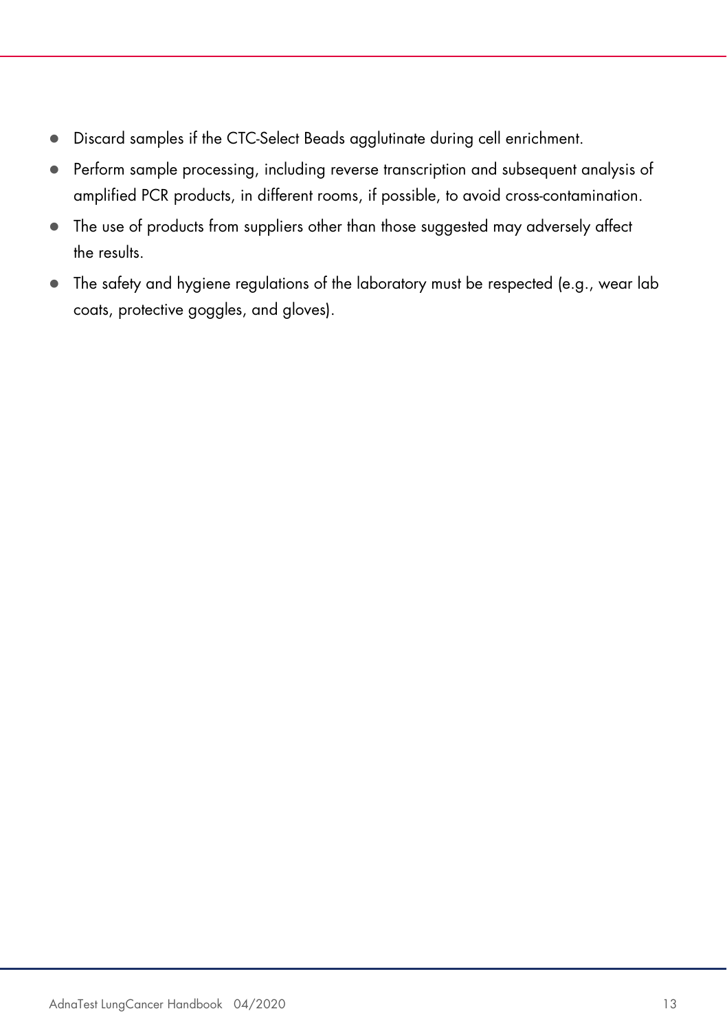- Discard samples if the CTC-Select Beads agglutinate during cell enrichment.
- Perform sample processing, including reverse transcription and subsequent analysis of amplified PCR products, in different rooms, if possible, to avoid cross-contamination.
- The use of products from suppliers other than those suggested may adversely affect the results.
- The safety and hygiene regulations of the laboratory must be respected (e.g., wear lab coats, protective goggles, and gloves).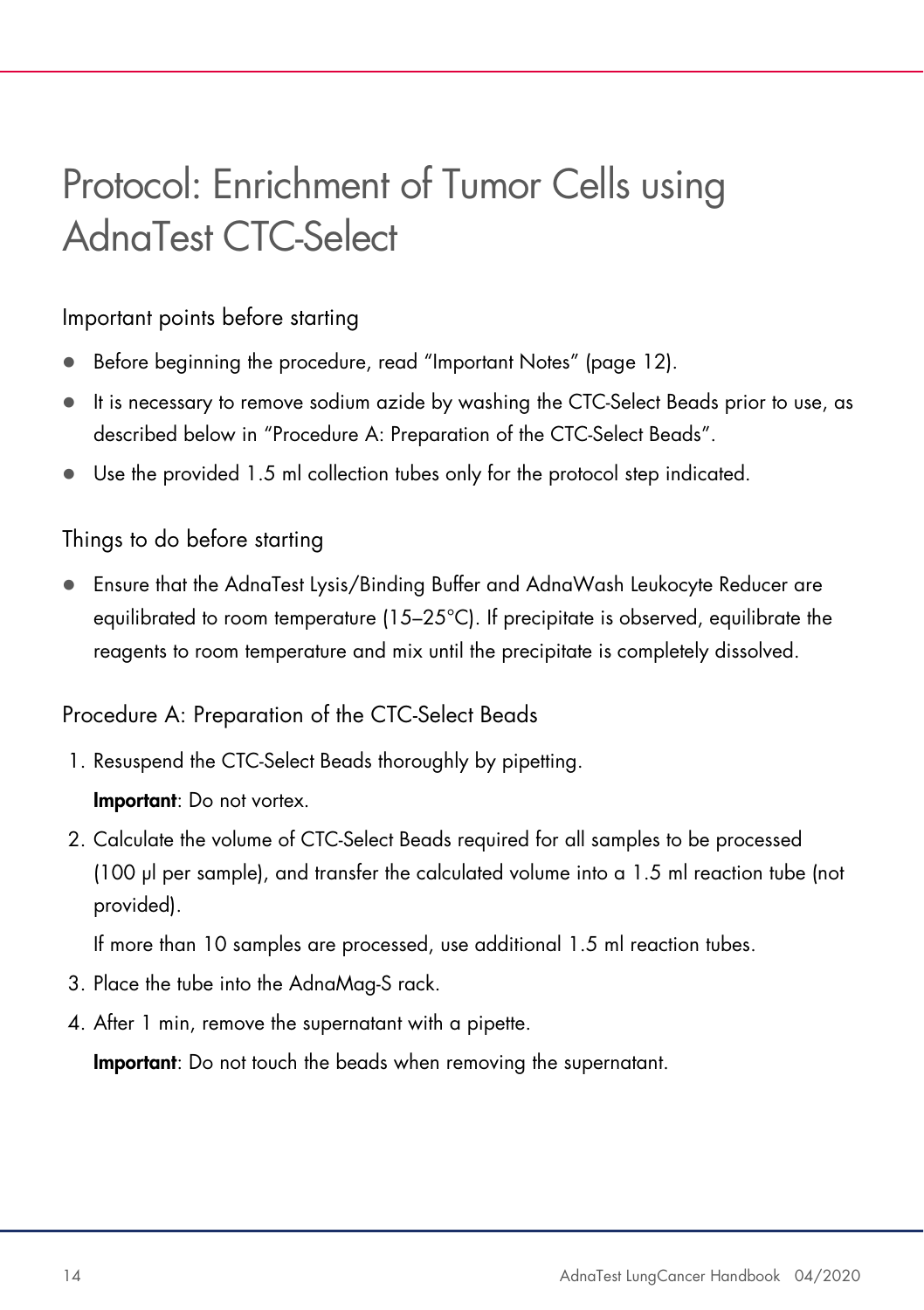# Protocol: Enrichment of Tumor Cells using AdnaTest CTC-Select

## Important points before starting

- Before beginning the procedure, read "Important Notes" (page 12).
- It is necessary to remove sodium azide by washing the CTC-Select Beads prior to use, as described below in "Procedure A: Preparation of the CTC-Select Beads".
- Use the provided 1.5 ml collection tubes only for the protocol step indicated.

## Things to do before starting

- Ensure that the AdnaTest Lysis/Binding Buffer and AdnaWash Leukocyte Reducer are equilibrated to room temperature (15–25°C). If precipitate is observed, equilibrate the reagents to room temperature and mix until the precipitate is completely dissolved.

## Procedure A: Preparation of the CTC-Select Beads

1. Resuspend the CTC-Select Beads thoroughly by pipetting.

   **Important**: Do not vortex.

2. Calculate the volume of CTC-Select Beads required for all samples to be processed (100 µl per sample), and transfer the calculated volume into a 1.5 ml reaction tube (not provided).

   If more than 10 samples are processed, use additional 1.5 ml reaction tubes.

3. Place the tube into the AdnaMag-S rack.
4. After 1 min, remove the supernatant with a pipette.

   **Important**: Do not touch the beads when removing the supernatant.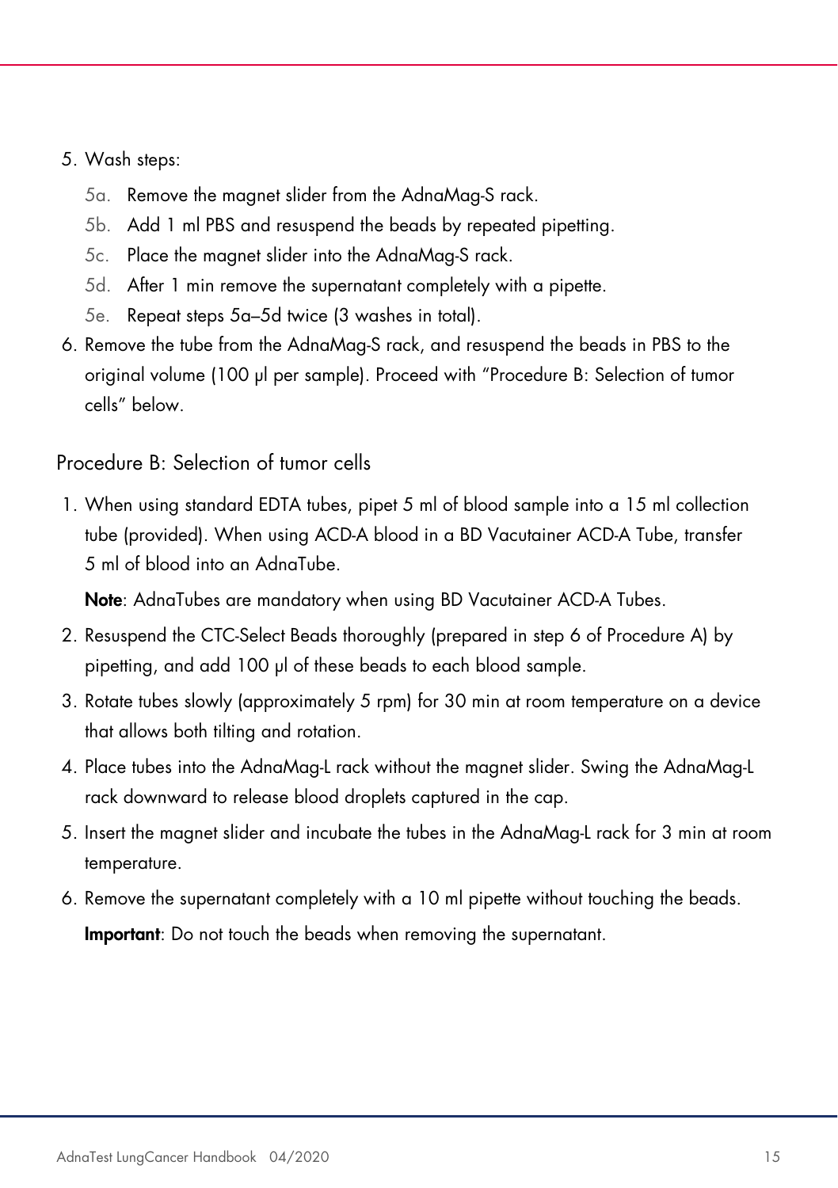5. Wash steps:
   - 5a. Remove the magnet slider from the AdnaMag-S rack.
   - 5b. Add 1 ml PBS and resuspend the beads by repeated pipetting.
   - 5c. Place the magnet slider into the AdnaMag-S rack.
   - 5d. After 1 min remove the supernatant completely with a pipette.
   - 5e. Repeat steps 5a–5d twice (3 washes in total).
6. Remove the tube from the AdnaMag-S rack, and resuspend the beads in PBS to the original volume (100 µl per sample). Proceed with "Procedure B: Selection of tumor cells" below.

## Procedure B: Selection of tumor cells

1. When using standard EDTA tubes, pipet 5 ml of blood sample into a 15 ml collection tube (provided). When using ACD-A blood in a BD Vacutainer ACD-A Tube, transfer 5 ml of blood into an AdnaTube.

   **Note**: AdnaTubes are mandatory when using BD Vacutainer ACD-A Tubes.
2. Resuspend the CTC-Select Beads thoroughly (prepared in step 6 of Procedure A) by pipetting, and add 100 µl of these beads to each blood sample.
3. Rotate tubes slowly (approximately 5 rpm) for 30 min at room temperature on a device that allows both tilting and rotation.
4. Place tubes into the AdnaMag-L rack without the magnet slider. Swing the AdnaMag-L rack downward to release blood droplets captured in the cap.
5. Insert the magnet slider and incubate the tubes in the AdnaMag-L rack for 3 min at room temperature.
6. Remove the supernatant completely with a 10 ml pipette without touching the beads.

   **Important**: Do not touch the beads when removing the supernatant.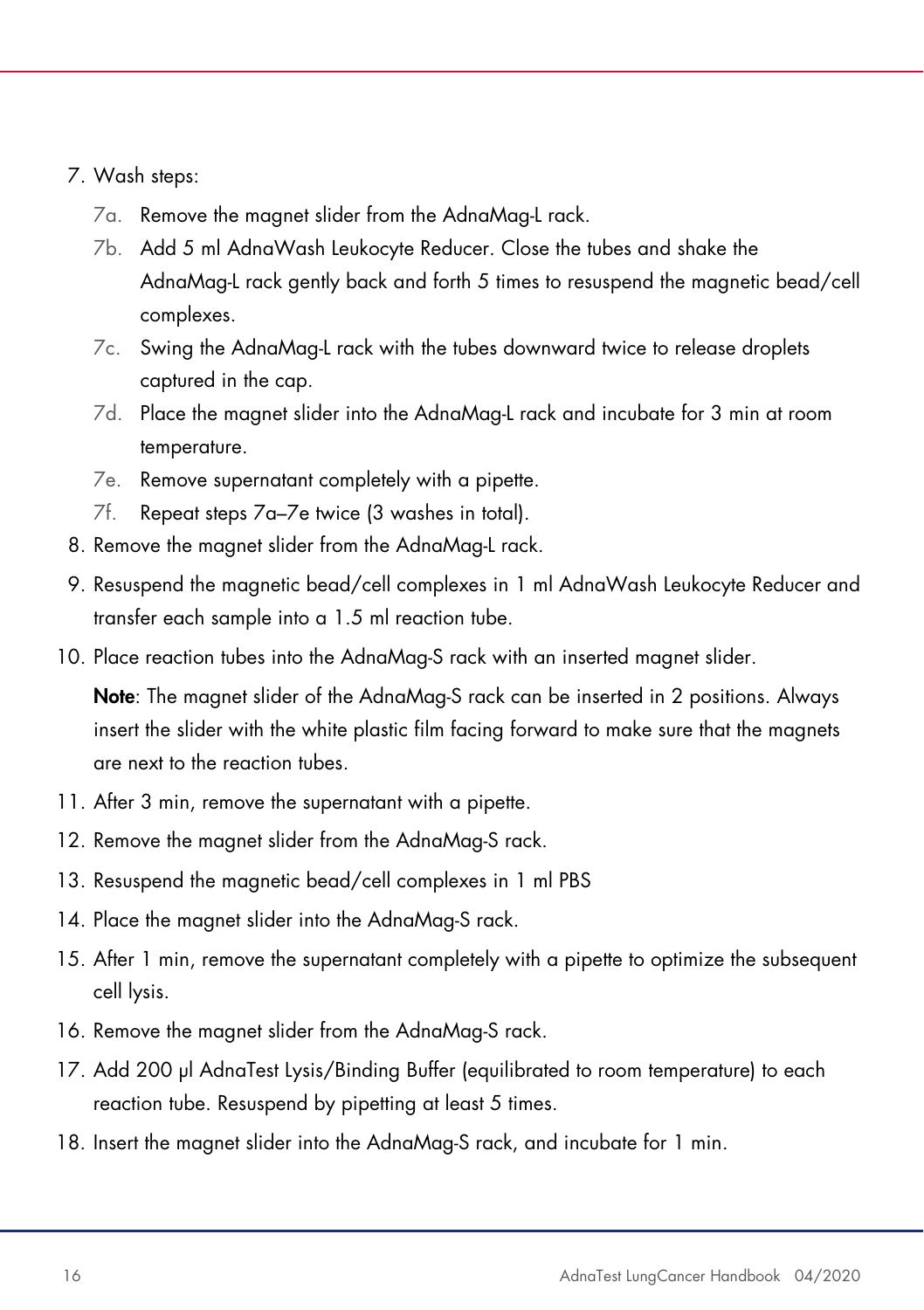7. Wash steps:
   - 7a. Remove the magnet slider from the AdnaMag-L rack.
   - 7b. Add 5 ml AdnaWash Leukocyte Reducer. Close the tubes and shake the AdnaMag-L rack gently back and forth 5 times to resuspend the magnetic bead/cell complexes.
   - 7c. Swing the AdnaMag-L rack with the tubes downward twice to release droplets captured in the cap.
   - 7d. Place the magnet slider into the AdnaMag-L rack and incubate for 3 min at room temperature.
   - 7e. Remove supernatant completely with a pipette.
   - 7f. Repeat steps 7a–7e twice (3 washes in total).
8. Remove the magnet slider from the AdnaMag-L rack.
9. Resuspend the magnetic bead/cell complexes in 1 ml AdnaWash Leukocyte Reducer and transfer each sample into a 1.5 ml reaction tube.
10. Place reaction tubes into the AdnaMag-S rack with an inserted magnet slider.

    **Note**: The magnet slider of the AdnaMag-S rack can be inserted in 2 positions. Always insert the slider with the white plastic film facing forward to make sure that the magnets are next to the reaction tubes.
11. After 3 min, remove the supernatant with a pipette.
12. Remove the magnet slider from the AdnaMag-S rack.
13. Resuspend the magnetic bead/cell complexes in 1 ml PBS
14. Place the magnet slider into the AdnaMag-S rack.
15. After 1 min, remove the supernatant completely with a pipette to optimize the subsequent cell lysis.
16. Remove the magnet slider from the AdnaMag-S rack.
17. Add 200 µl AdnaTest Lysis/Binding Buffer (equilibrated to room temperature) to each reaction tube. Resuspend by pipetting at least 5 times.
18. Insert the magnet slider into the AdnaMag-S rack, and incubate for 1 min.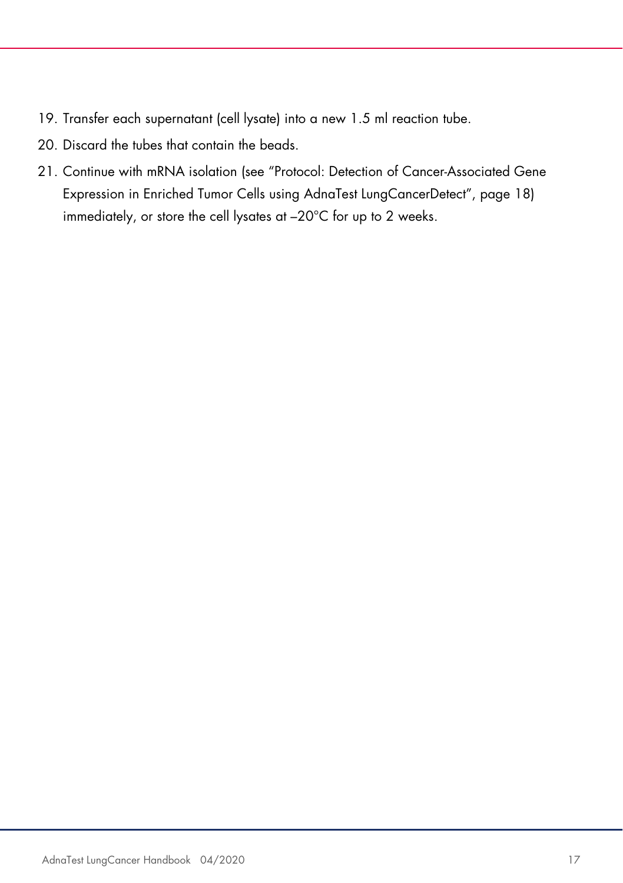19. Transfer each supernatant (cell lysate) into a new 1.5 ml reaction tube.
20. Discard the tubes that contain the beads.
21. Continue with mRNA isolation (see "Protocol: Detection of Cancer-Associated Gene Expression in Enriched Tumor Cells using AdnaTest LungCancerDetect", page 18) immediately, or store the cell lysates at –20°C for up to 2 weeks.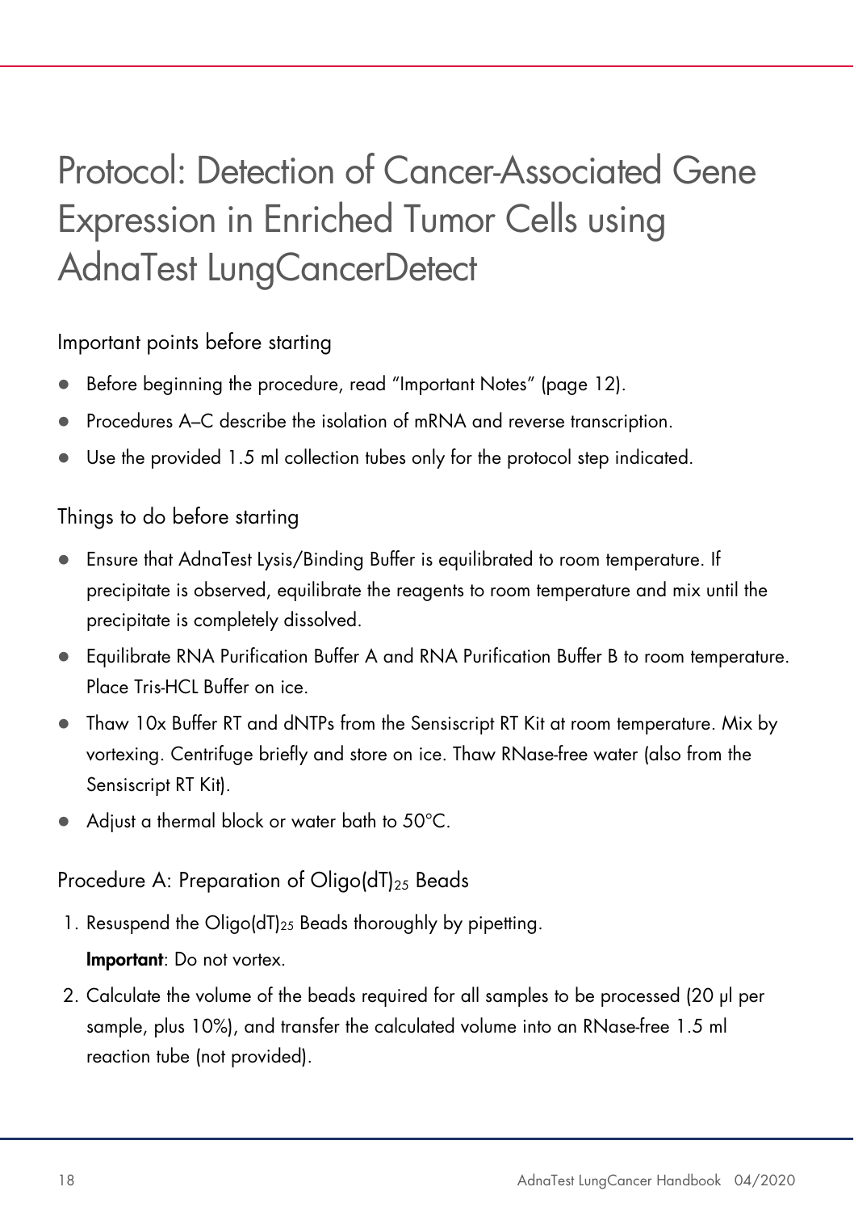# Protocol: Detection of Cancer-Associated Gene Expression in Enriched Tumor Cells using AdnaTest LungCancerDetect

## Important points before starting

- Before beginning the procedure, read "Important Notes" (page 12).
- Procedures A–C describe the isolation of mRNA and reverse transcription.
- Use the provided 1.5 ml collection tubes only for the protocol step indicated.

## Things to do before starting

- Ensure that AdnaTest Lysis/Binding Buffer is equilibrated to room temperature. If precipitate is observed, equilibrate the reagents to room temperature and mix until the precipitate is completely dissolved.
- Equilibrate RNA Purification Buffer A and RNA Purification Buffer B to room temperature. Place Tris-HCL Buffer on ice.
- Thaw 10x Buffer RT and dNTPs from the Sensiscript RT Kit at room temperature. Mix by vortexing. Centrifuge briefly and store on ice. Thaw RNase-free water (also from the Sensiscript RT Kit).
- Adjust a thermal block or water bath to 50°C.

## Procedure A: Preparation of Oligo(dT)$_{25}$ Beads

1. Resuspend the Oligo(dT)$_{25}$ Beads thoroughly by pipetting.

   **Important**: Do not vortex.

2. Calculate the volume of the beads required for all samples to be processed (20 µl per sample, plus 10%), and transfer the calculated volume into an RNase-free 1.5 ml reaction tube (not provided).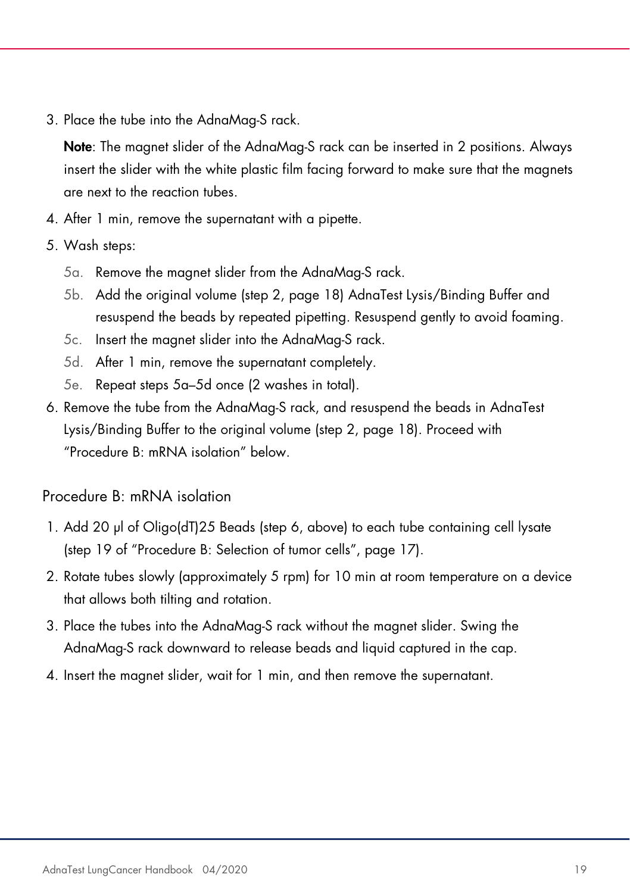3. Place the tube into the AdnaMag-S rack.

   **Note**: The magnet slider of the AdnaMag-S rack can be inserted in 2 positions. Always insert the slider with the white plastic film facing forward to make sure that the magnets are next to the reaction tubes.

4. After 1 min, remove the supernatant with a pipette.
5. Wash steps:
   - 5a. Remove the magnet slider from the AdnaMag-S rack.
   - 5b. Add the original volume (step 2, page 18) AdnaTest Lysis/Binding Buffer and resuspend the beads by repeated pipetting. Resuspend gently to avoid foaming.
   - 5c. Insert the magnet slider into the AdnaMag-S rack.
   - 5d. After 1 min, remove the supernatant completely.
   - 5e. Repeat steps 5a–5d once (2 washes in total).
6. Remove the tube from the AdnaMag-S rack, and resuspend the beads in AdnaTest Lysis/Binding Buffer to the original volume (step 2, page 18). Proceed with "Procedure B: mRNA isolation" below.

## Procedure B: mRNA isolation

1. Add 20 µl of Oligo(dT)25 Beads (step 6, above) to each tube containing cell lysate (step 19 of "Procedure B: Selection of tumor cells", page 17).
2. Rotate tubes slowly (approximately 5 rpm) for 10 min at room temperature on a device that allows both tilting and rotation.
3. Place the tubes into the AdnaMag-S rack without the magnet slider. Swing the AdnaMag-S rack downward to release beads and liquid captured in the cap.
4. Insert the magnet slider, wait for 1 min, and then remove the supernatant.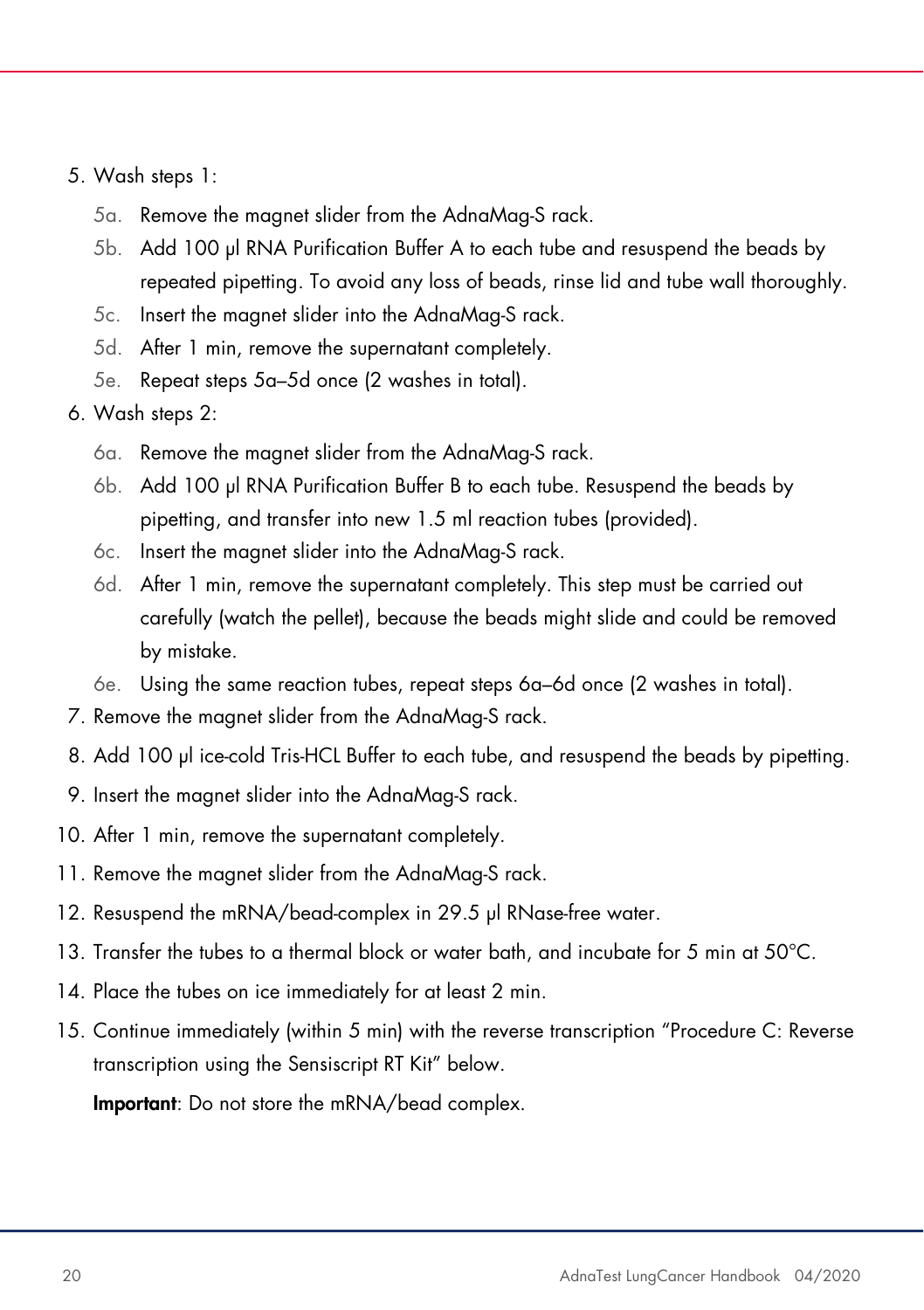5. Wash steps 1:
   - 5a. Remove the magnet slider from the AdnaMag-S rack.
   - 5b. Add 100 µl RNA Purification Buffer A to each tube and resuspend the beads by repeated pipetting. To avoid any loss of beads, rinse lid and tube wall thoroughly.
   - 5c. Insert the magnet slider into the AdnaMag-S rack.
   - 5d. After 1 min, remove the supernatant completely.
   - 5e. Repeat steps 5a–5d once (2 washes in total).
6. Wash steps 2:
   - 6a. Remove the magnet slider from the AdnaMag-S rack.
   - 6b. Add 100 µl RNA Purification Buffer B to each tube. Resuspend the beads by pipetting, and transfer into new 1.5 ml reaction tubes (provided).
   - 6c. Insert the magnet slider into the AdnaMag-S rack.
   - 6d. After 1 min, remove the supernatant completely. This step must be carried out carefully (watch the pellet), because the beads might slide and could be removed by mistake.
   - 6e. Using the same reaction tubes, repeat steps 6a–6d once (2 washes in total).
7. Remove the magnet slider from the AdnaMag-S rack.
8. Add 100 µl ice-cold Tris-HCL Buffer to each tube, and resuspend the beads by pipetting.
9. Insert the magnet slider into the AdnaMag-S rack.
10. After 1 min, remove the supernatant completely.
11. Remove the magnet slider from the AdnaMag-S rack.
12. Resuspend the mRNA/bead-complex in 29.5 µl RNase-free water.
13. Transfer the tubes to a thermal block or water bath, and incubate for 5 min at 50°C.
14. Place the tubes on ice immediately for at least 2 min.
15. Continue immediately (within 5 min) with the reverse transcription "Procedure C: Reverse transcription using the Sensiscript RT Kit" below.

    **Important**: Do not store the mRNA/bead complex.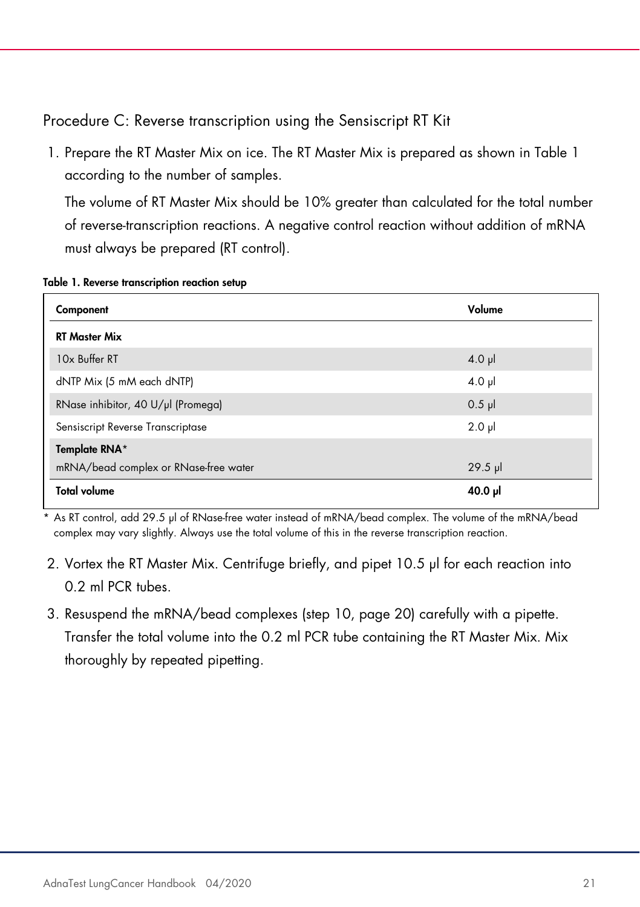## Procedure C: Reverse transcription using the Sensiscript RT Kit

1. Prepare the RT Master Mix on ice. The RT Master Mix is prepared as shown in Table 1 according to the number of samples.

   The volume of RT Master Mix should be 10% greater than calculated for the total number of reverse-transcription reactions. A negative control reaction without addition of mRNA must always be prepared (RT control).

**Table 1. Reverse transcription reaction setup**

| Component | Volume |
|---|---|
| **RT Master Mix** | |
| 10x Buffer RT | 4.0 µl |
| dNTP Mix (5 mM each dNTP) | 4.0 µl |
| RNase inhibitor, 40 U/µl (Promega) | 0.5 µl |
| Sensiscript Reverse Transcriptase | 2.0 µl |
| **Template RNA***<br>mRNA/bead complex or RNase-free water | 29.5 µl |
| **Total volume** | **40.0 µl** |

\* As RT control, add 29.5 µl of RNase-free water instead of mRNA/bead complex. The volume of the mRNA/bead complex may vary slightly. Always use the total volume of this in the reverse transcription reaction.

2. Vortex the RT Master Mix. Centrifuge briefly, and pipet 10.5 µl for each reaction into 0.2 ml PCR tubes.
3. Resuspend the mRNA/bead complexes (step 10, page 20) carefully with a pipette. Transfer the total volume into the 0.2 ml PCR tube containing the RT Master Mix. Mix thoroughly by repeated pipetting.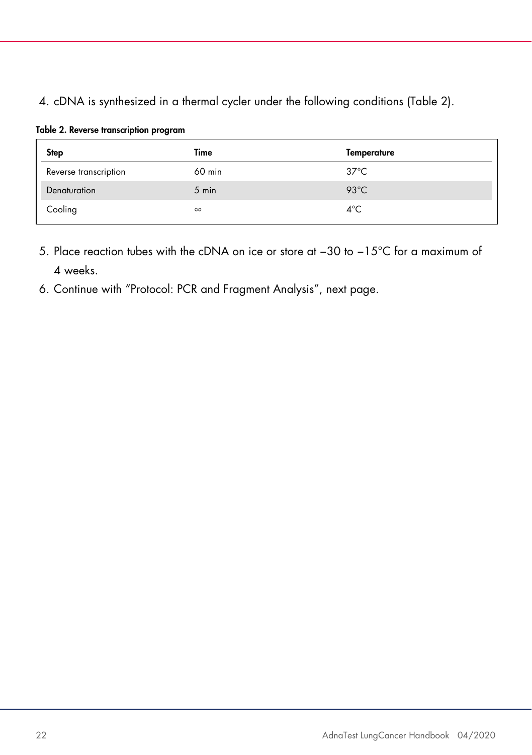4. cDNA is synthesized in a thermal cycler under the following conditions (Table 2).

**Table 2. Reverse transcription program**

| Step | Time | Temperature |
|---|---|---|
| Reverse transcription | 60 min | 37°C |
| Denaturation | 5 min | 93°C |
| Cooling | ∞ | 4°C |

5. Place reaction tubes with the cDNA on ice or store at −30 to −15°C for a maximum of 4 weeks.
6. Continue with "Protocol: PCR and Fragment Analysis", next page.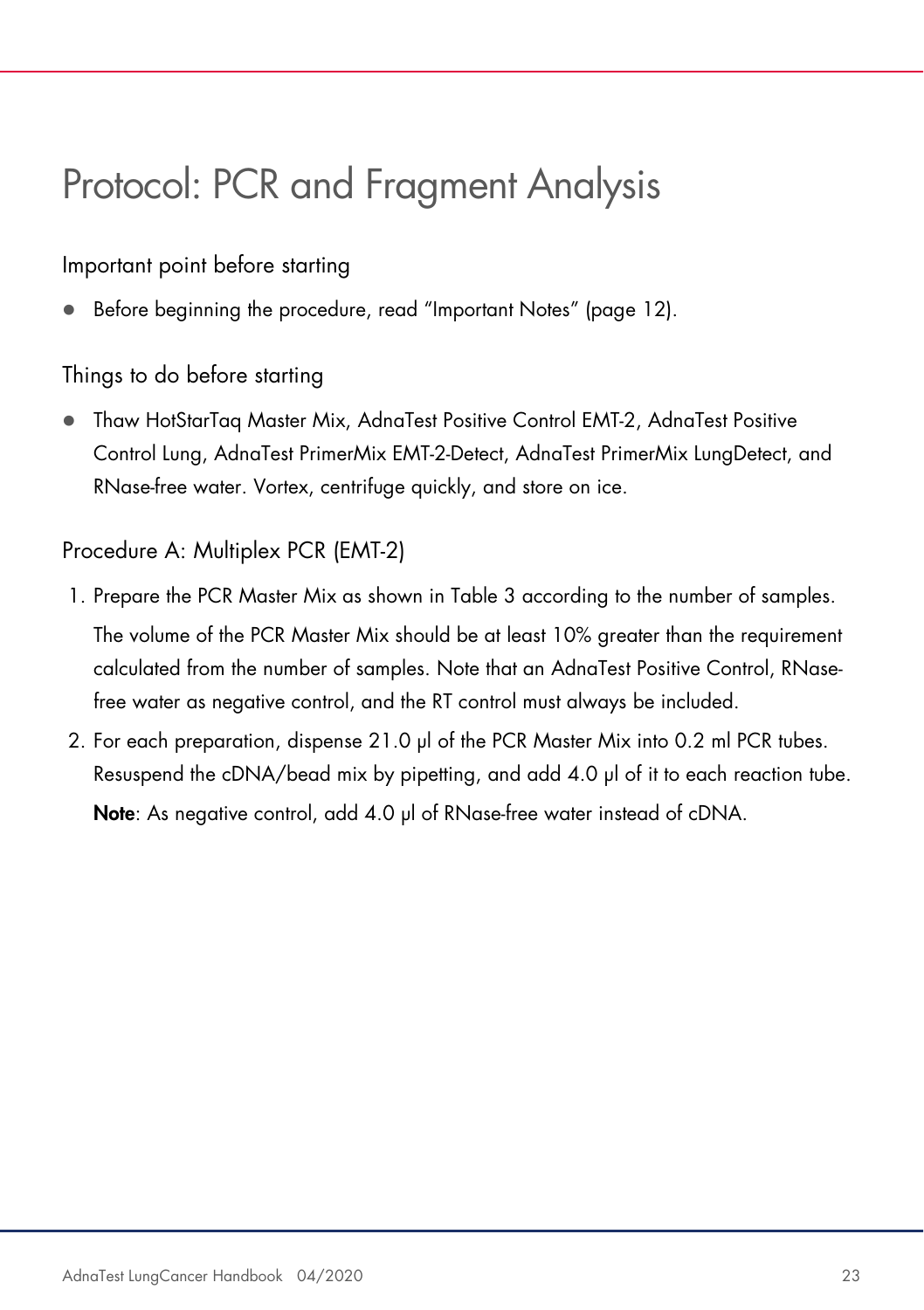# Protocol: PCR and Fragment Analysis

## Important point before starting

- Before beginning the procedure, read “Important Notes” (page 12).

## Things to do before starting

- Thaw HotStarTaq Master Mix, AdnaTest Positive Control EMT-2, AdnaTest Positive Control Lung, AdnaTest PrimerMix EMT-2-Detect, AdnaTest PrimerMix LungDetect, and RNase-free water. Vortex, centrifuge quickly, and store on ice.

## Procedure A: Multiplex PCR (EMT-2)

1. Prepare the PCR Master Mix as shown in Table 3 according to the number of samples.

   The volume of the PCR Master Mix should be at least 10% greater than the requirement calculated from the number of samples. Note that an AdnaTest Positive Control, RNase-free water as negative control, and the RT control must always be included.

2. For each preparation, dispense 21.0 µl of the PCR Master Mix into 0.2 ml PCR tubes. Resuspend the cDNA/bead mix by pipetting, and add 4.0 µl of it to each reaction tube.

   **Note**: As negative control, add 4.0 µl of RNase-free water instead of cDNA.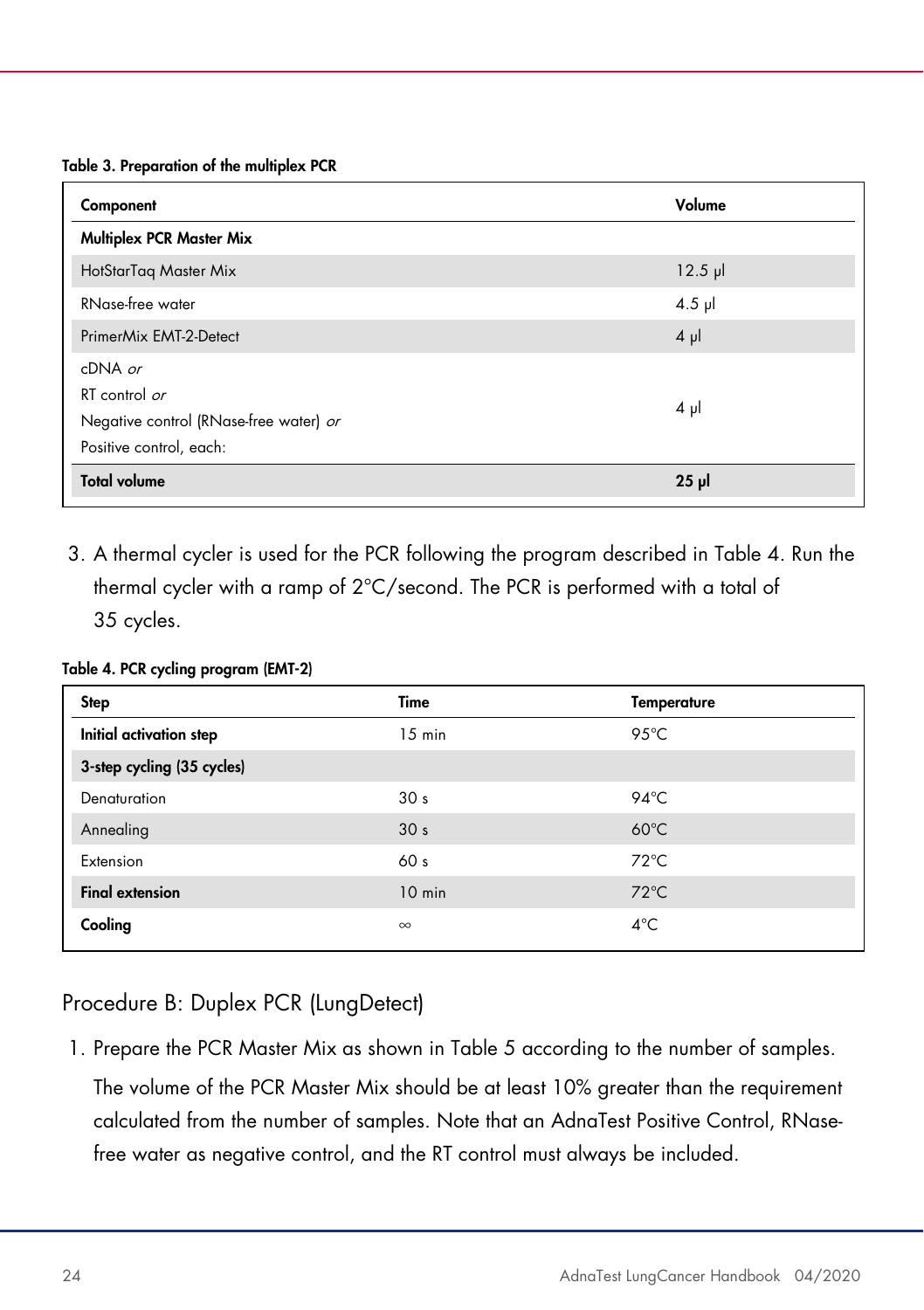**Table 3. Preparation of the multiplex PCR**

| Component | Volume |
|---|---|
| **Multiplex PCR Master Mix** | |
| HotStarTaq Master Mix | 12.5 µl |
| RNase-free water | 4.5 µl |
| PrimerMix EMT-2-Detect | 4 µl |
| cDNA *or*<br>RT control *or*<br>Negative control (RNase-free water) *or*<br>Positive control, each: | 4 µl |
| **Total volume** | **25 µl** |

3. A thermal cycler is used for the PCR following the program described in Table 4. Run the thermal cycler with a ramp of 2°C/second. The PCR is performed with a total of 35 cycles.

**Table 4. PCR cycling program (EMT-2)**

| Step | Time | Temperature |
|---|---|---|
| **Initial activation step** | 15 min | 95°C |
| **3-step cycling (35 cycles)** | | |
| Denaturation | 30 s | 94°C |
| Annealing | 30 s | 60°C |
| Extension | 60 s | 72°C |
| **Final extension** | 10 min | 72°C |
| **Cooling** | ∞ | 4°C |

## Procedure B: Duplex PCR (LungDetect)

1. Prepare the PCR Master Mix as shown in Table 5 according to the number of samples. The volume of the PCR Master Mix should be at least 10% greater than the requirement calculated from the number of samples. Note that an AdnaTest Positive Control, RNase-free water as negative control, and the RT control must always be included.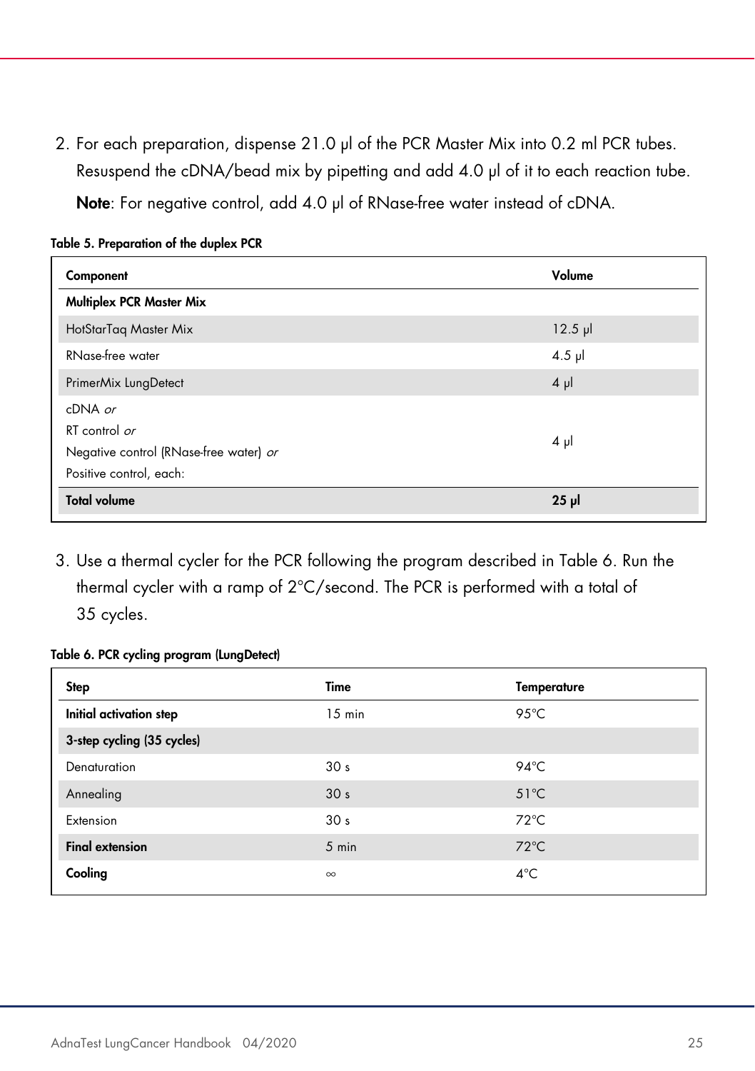2. For each preparation, dispense 21.0 µl of the PCR Master Mix into 0.2 ml PCR tubes. Resuspend the cDNA/bead mix by pipetting and add 4.0 µl of it to each reaction tube.

   **Note**: For negative control, add 4.0 µl of RNase-free water instead of cDNA.

**Table 5. Preparation of the duplex PCR**

| Component | Volume |
|---|---|
| **Multiplex PCR Master Mix** | |
| HotStarTaq Master Mix | 12.5 µl |
| RNase-free water | 4.5 µl |
| PrimerMix LungDetect | 4 µl |
| cDNA *or*<br>RT control *or*<br>Negative control (RNase-free water) *or*<br>Positive control, each: | 4 µl |
| **Total volume** | **25 µl** |

3. Use a thermal cycler for the PCR following the program described in Table 6. Run the thermal cycler with a ramp of 2°C/second. The PCR is performed with a total of 35 cycles.

**Table 6. PCR cycling program (LungDetect)**

| Step | Time | Temperature |
|---|---|---|
| **Initial activation step** | 15 min | 95°C |
| **3-step cycling (35 cycles)** | | |
| Denaturation | 30 s | 94°C |
| Annealing | 30 s | 51°C |
| Extension | 30 s | 72°C |
| **Final extension** | 5 min | 72°C |
| **Cooling** | ∞ | 4°C |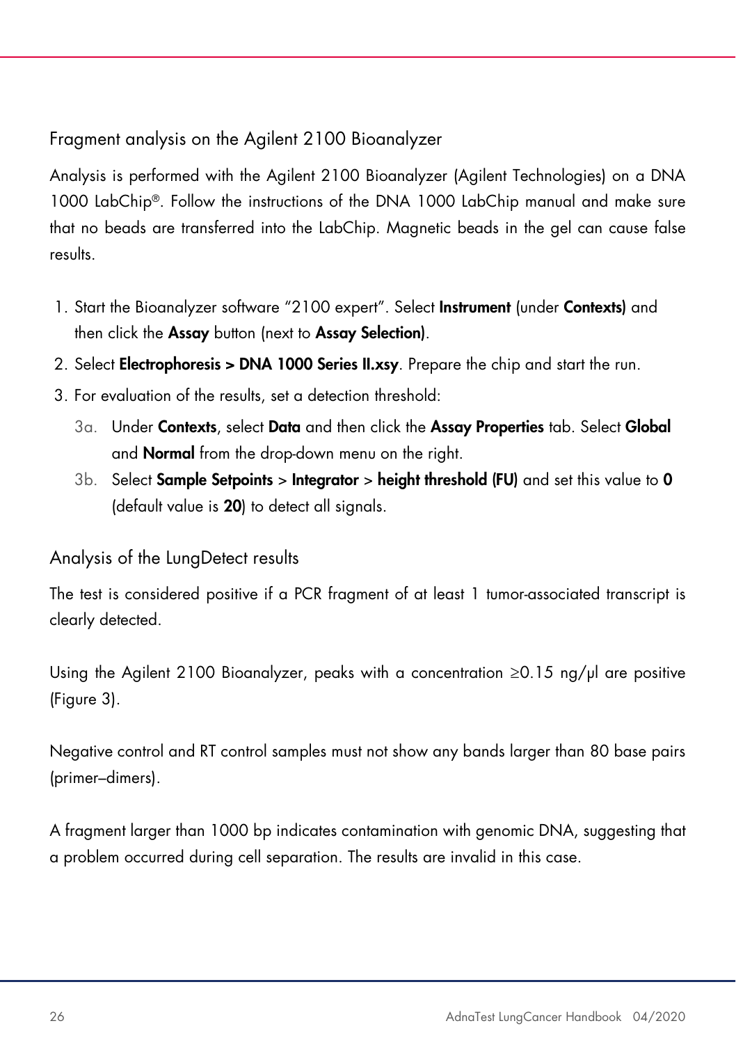## Fragment analysis on the Agilent 2100 Bioanalyzer

Analysis is performed with the Agilent 2100 Bioanalyzer (Agilent Technologies) on a DNA 1000 LabChip®. Follow the instructions of the DNA 1000 LabChip manual and make sure that no beads are transferred into the LabChip. Magnetic beads in the gel can cause false results.

1. Start the Bioanalyzer software "2100 expert". Select **Instrument** (under **Contexts)** and then click the **Assay** button (next to **Assay Selection)**.
2. Select **Electrophoresis > DNA 1000 Series II.xsy**. Prepare the chip and start the run.
3. For evaluation of the results, set a detection threshold:
   - 3a. Under **Contexts**, select **Data** and then click the **Assay Properties** tab. Select **Global** and **Normal** from the drop-down menu on the right.
   - 3b. Select **Sample Setpoints** > **Integrator** > **height threshold (FU)** and set this value to **0** (default value is **20**) to detect all signals.

## Analysis of the LungDetect results

The test is considered positive if a PCR fragment of at least 1 tumor-associated transcript is clearly detected.

Using the Agilent 2100 Bioanalyzer, peaks with a concentration ≥0.15 ng/µl are positive (Figure 3).

Negative control and RT control samples must not show any bands larger than 80 base pairs (primer–dimers).

A fragment larger than 1000 bp indicates contamination with genomic DNA, suggesting that a problem occurred during cell separation. The results are invalid in this case.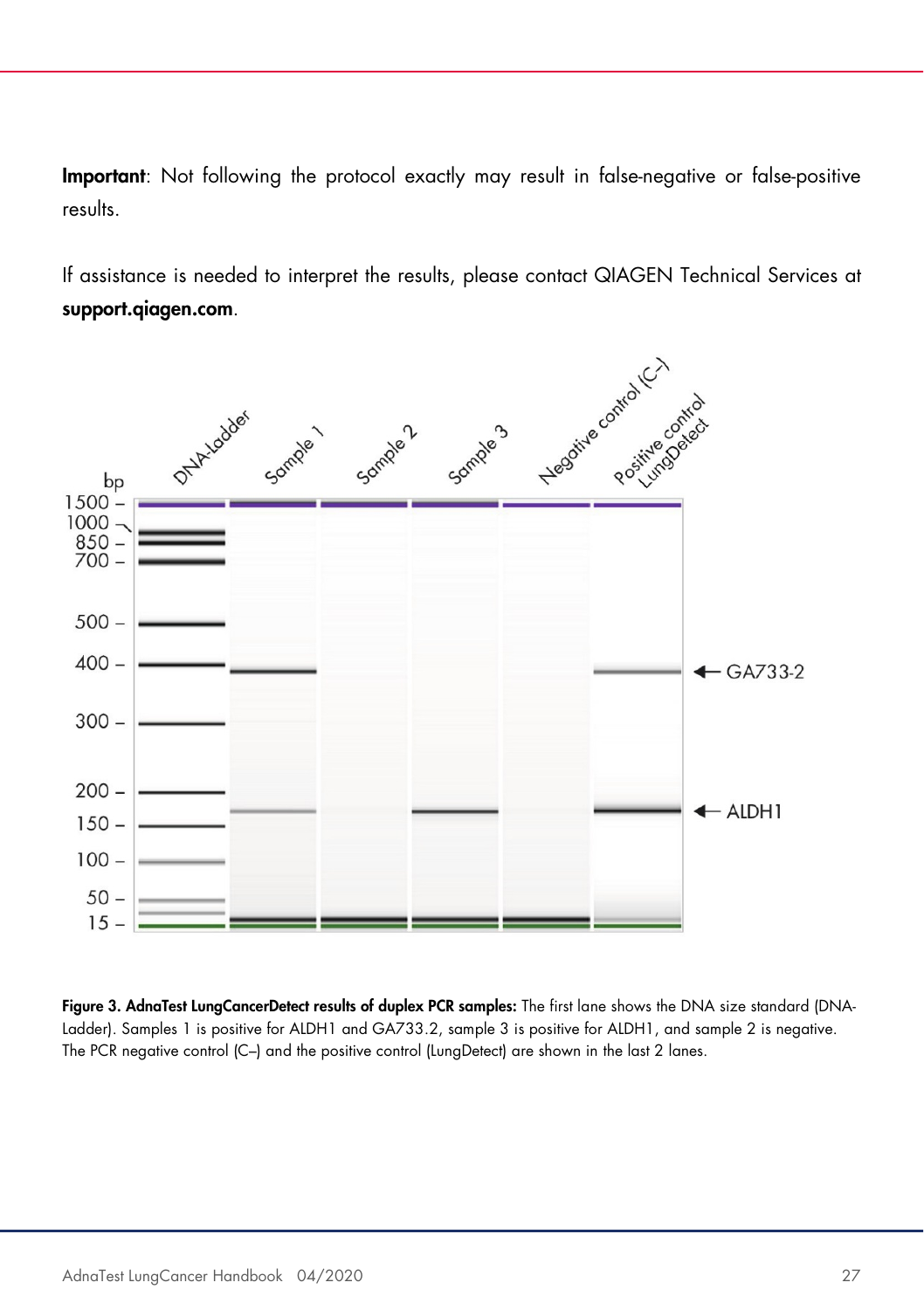**Important**: Not following the protocol exactly may result in false-negative or false-positive results.

If assistance is needed to interpret the results, please contact QIAGEN Technical Services at **support.qiagen.com**.

**Figure 3. AdnaTest LungCancerDetect results of duplex PCR samples:** The first lane shows the DNA size standard (DNA-Ladder). Samples 1 is positive for ALDH1 and GA733.2, sample 3 is positive for ALDH1, and sample 2 is negative. The PCR negative control (C–) and the positive control (LungDetect) are shown in the last 2 lanes.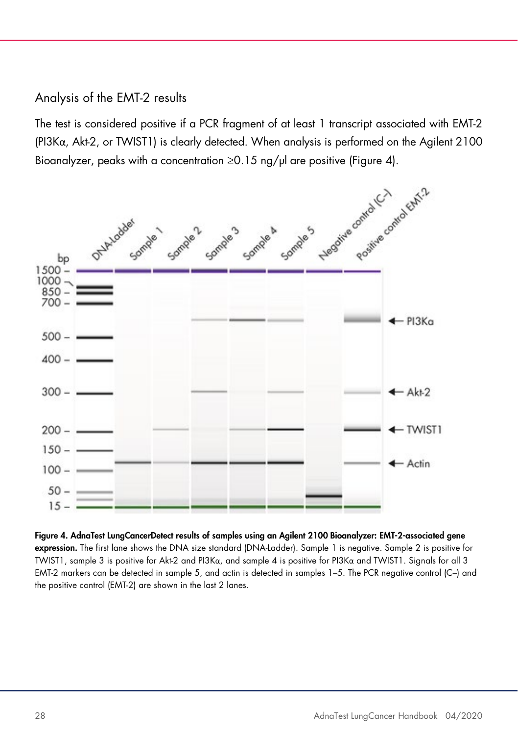## Analysis of the EMT-2 results

The test is considered positive if a PCR fragment of at least 1 transcript associated with EMT-2 (PI3Kα, Akt-2, or TWIST1) is clearly detected. When analysis is performed on the Agilent 2100 Bioanalyzer, peaks with a concentration ≥0.15 ng/µl are positive (Figure 4).

**Figure 4. AdnaTest LungCancerDetect results of samples using an Agilent 2100 Bioanalyzer: EMT-2-associated gene expression.** The first lane shows the DNA size standard (DNA-Ladder). Sample 1 is negative. Sample 2 is positive for TWIST1, sample 3 is positive for Akt-2 and PI3Kα, and sample 4 is positive for PI3Kα and TWIST1. Signals for all 3 EMT-2 markers can be detected in sample 5, and actin is detected in samples 1–5. The PCR negative control (C–) and the positive control (EMT-2) are shown in the last 2 lanes.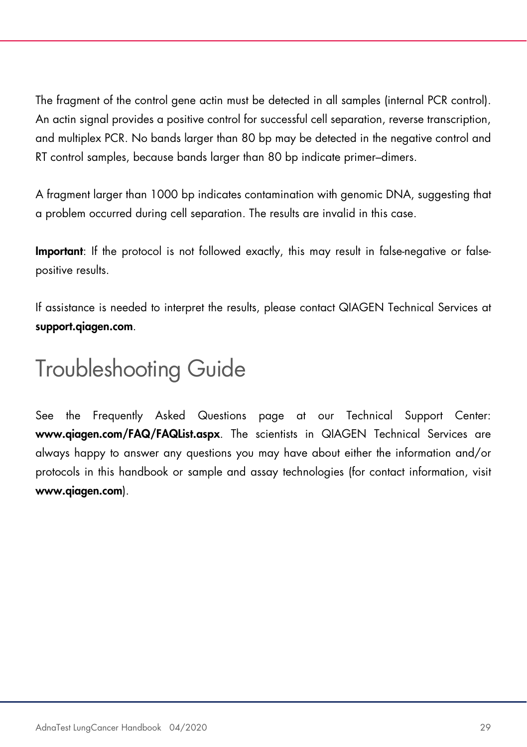The fragment of the control gene actin must be detected in all samples (internal PCR control). An actin signal provides a positive control for successful cell separation, reverse transcription, and multiplex PCR. No bands larger than 80 bp may be detected in the negative control and RT control samples, because bands larger than 80 bp indicate primer–dimers.

A fragment larger than 1000 bp indicates contamination with genomic DNA, suggesting that a problem occurred during cell separation. The results are invalid in this case.

**Important**: If the protocol is not followed exactly, this may result in false-negative or false-positive results.

If assistance is needed to interpret the results, please contact QIAGEN Technical Services at **support.qiagen.com**.

# Troubleshooting Guide

See the Frequently Asked Questions page at our Technical Support Center: **www.qiagen.com/FAQ/FAQList.aspx**. The scientists in QIAGEN Technical Services are always happy to answer any questions you may have about either the information and/or protocols in this handbook or sample and assay technologies (for contact information, visit **www.qiagen.com**).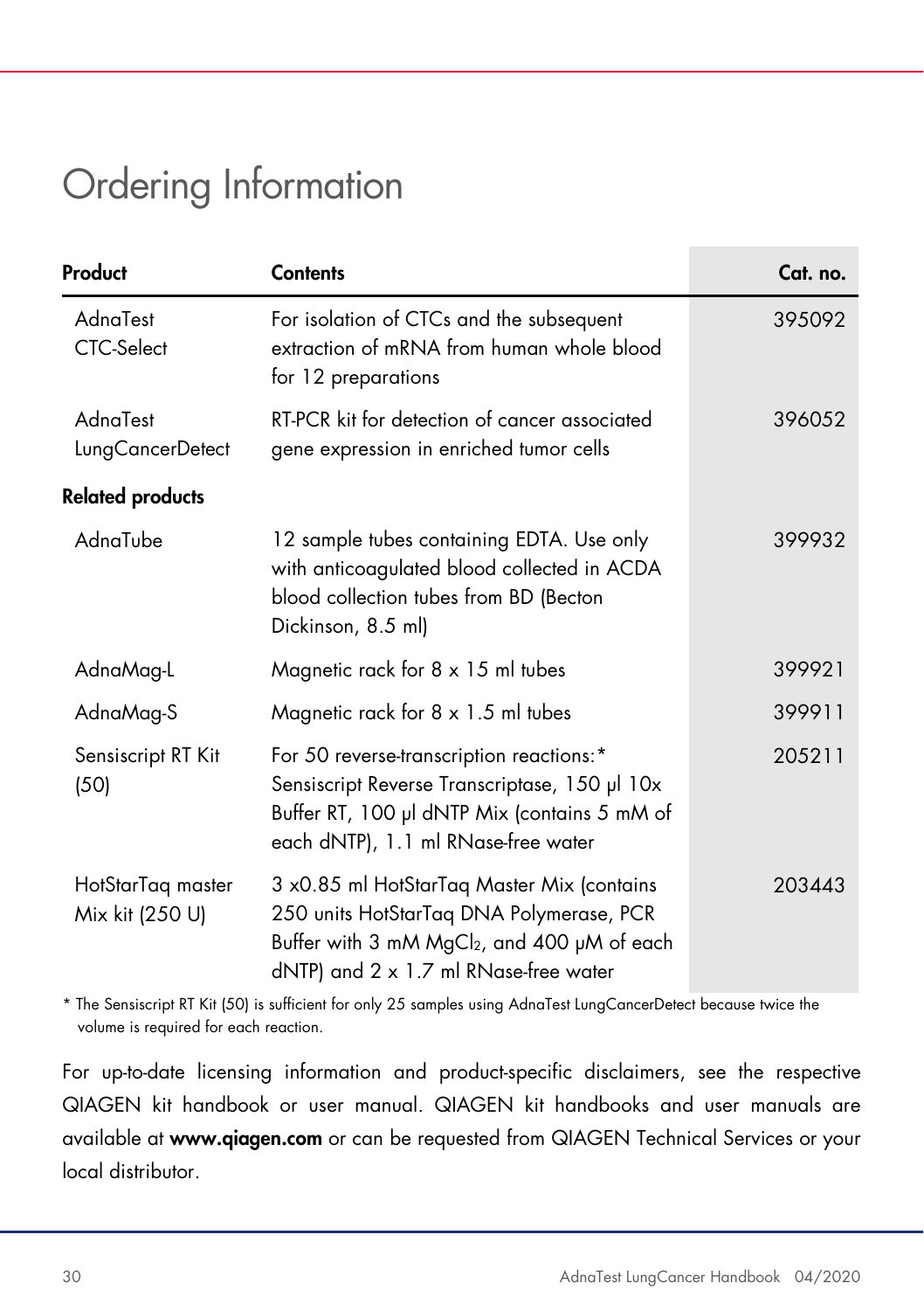# Ordering Information

| Product | Contents | Cat. no. |
|---|---|---|
| AdnaTest CTC-Select | For isolation of CTCs and the subsequent extraction of mRNA from human whole blood for 12 preparations | 395092 |
| AdnaTest LungCancerDetect | RT-PCR kit for detection of cancer associated gene expression in enriched tumor cells | 396052 |
| **Related products** | | |
| AdnaTube | 12 sample tubes containing EDTA. Use only with anticoagulated blood collected in ACDA blood collection tubes from BD (Becton Dickinson, 8.5 ml) | 399932 |
| AdnaMag-L | Magnetic rack for 8 x 15 ml tubes | 399921 |
| AdnaMag-S | Magnetic rack for 8 x 1.5 ml tubes | 399911 |
| Sensiscript RT Kit (50) | For 50 reverse-transcription reactions:* Sensiscript Reverse Transcriptase, 150 µl 10x Buffer RT, 100 µl dNTP Mix (contains 5 mM of each dNTP), 1.1 ml RNase-free water | 205211 |
| HotStarTaq master Mix kit (250 U) | 3 x0.85 ml HotStarTaq Master Mix (contains 250 units HotStarTaq DNA Polymerase, PCR Buffer with 3 mM $MgCl_2$, and 400 µM of each dNTP) and 2 x 1.7 ml RNase-free water | 203443 |

\* The Sensiscript RT Kit (50) is sufficient for only 25 samples using AdnaTest LungCancerDetect because twice the volume is required for each reaction.

For up-to-date licensing information and product-specific disclaimers, see the respective QIAGEN kit handbook or user manual. QIAGEN kit handbooks and user manuals are available at **www.qiagen.com** or can be requested from QIAGEN Technical Services or your local distributor.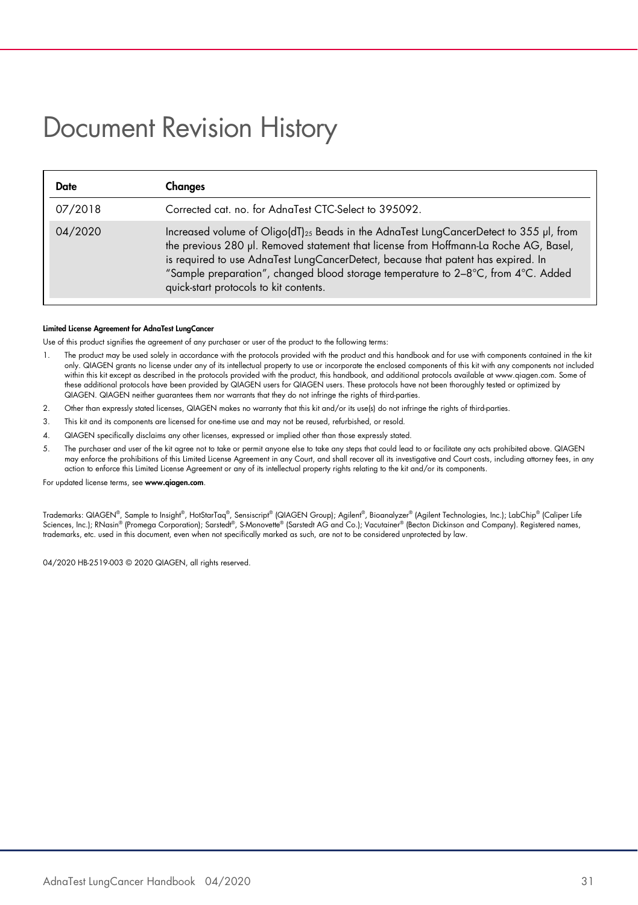# Document Revision History

| Date | Changes |
|---|---|
| 07/2018 | Corrected cat. no. for AdnaTest CTC-Select to 395092. |
| 04/2020 | Increased volume of Oligo(dT)$_{25}$ Beads in the AdnaTest LungCancerDetect to 355 µl, from the previous 280 µl. Removed statement that license from Hoffmann-La Roche AG, Basel, is required to use AdnaTest LungCancerDetect, because that patent has expired. In "Sample preparation", changed blood storage temperature to 2–8°C, from 4°C. Added quick-start protocols to kit contents. |

**Limited License Agreement for AdnaTest LungCancer**

Use of this product signifies the agreement of any purchaser or user of the product to the following terms:

1. The product may be used solely in accordance with the protocols provided with the product and this handbook and for use with components contained in the kit only. QIAGEN grants no license under any of its intellectual property to use or incorporate the enclosed components of this kit with any components not included within this kit except as described in the protocols provided with the product, this handbook, and additional protocols available at www.qiagen.com. Some of these additional protocols have been provided by QIAGEN users for QIAGEN users. These protocols have not been thoroughly tested or optimized by QIAGEN. QIAGEN neither guarantees them nor warrants that they do not infringe the rights of third-parties.
2. Other than expressly stated licenses, QIAGEN makes no warranty that this kit and/or its use(s) do not infringe the rights of third-parties.
3. This kit and its components are licensed for one-time use and may not be reused, refurbished, or resold.
4. QIAGEN specifically disclaims any other licenses, expressed or implied other than those expressly stated.
5. The purchaser and user of the kit agree not to take or permit anyone else to take any steps that could lead to or facilitate any acts prohibited above. QIAGEN may enforce the prohibitions of this Limited License Agreement in any Court, and shall recover all its investigative and Court costs, including attorney fees, in any action to enforce this Limited License Agreement or any of its intellectual property rights relating to the kit and/or its components.

For updated license terms, see **www.qiagen.com**.

Trademarks: QIAGEN®, Sample to Insight®, HotStarTaq®, Sensiscript® (QIAGEN Group); Agilent®, Bioanalyzer® (Agilent Technologies, Inc.); LabChip® (Caliper Life Sciences, Inc.); RNasin® (Promega Corporation); Sarstedt®, S-Monovette® (Sarstedt AG and Co.); Vacutainer® (Becton Dickinson and Company). Registered names, trademarks, etc. used in this document, even when not specifically marked as such, are not to be considered unprotected by law.

04/2020 HB-2519-003 © 2020 QIAGEN, all rights reserved.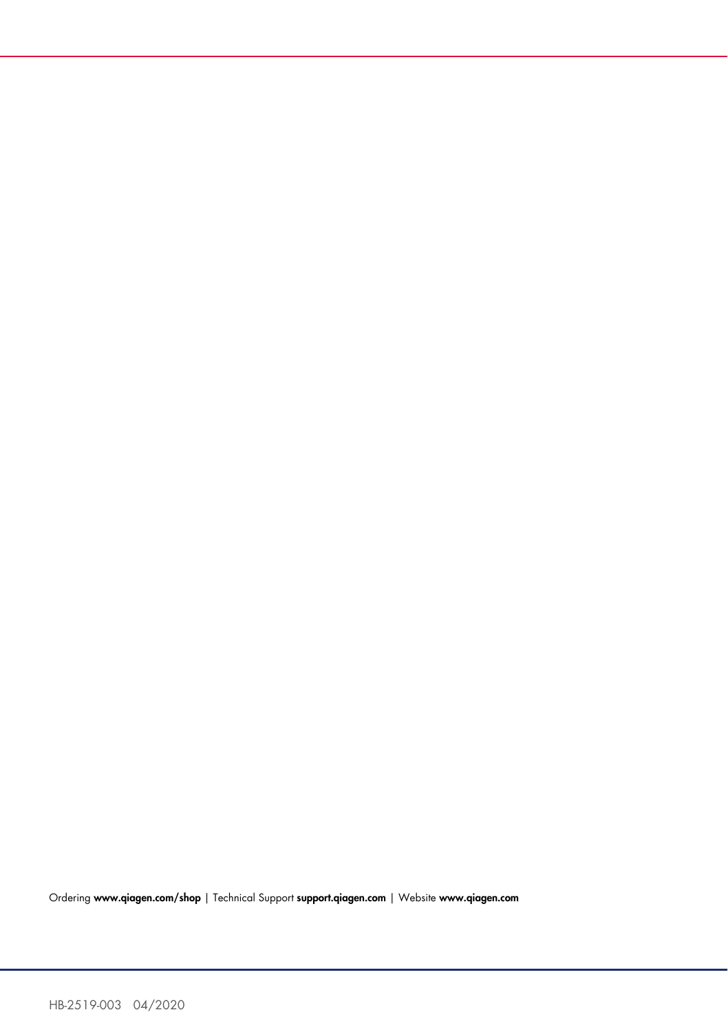Ordering **www.qiagen.com/shop** | Technical Support **support.qiagen.com** | Website **www.qiagen.com**

HB-2519-003 04/2020